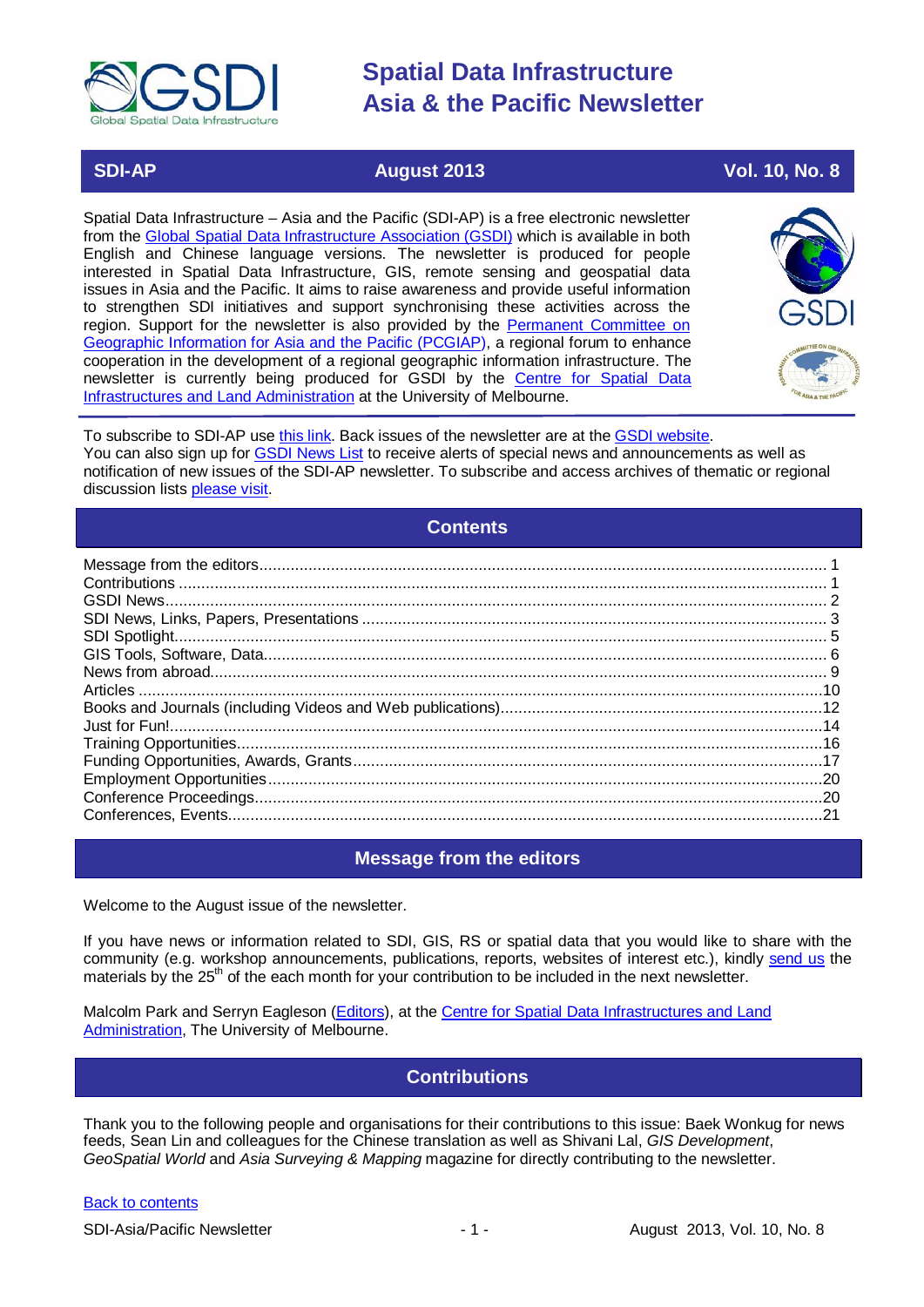# Spatial Data Infrastructure Asia & the Pacific Newsletter

**SDI-AP** | **August 2013** | **Vol. 10, No. 8**

Spatial Data Infrastructure – Asia and the Pacific (SDI-AP) is a free electronic newsletter from the Global Spatial Data Infrastructure Association (GSDI) which is available in both English and Chinese language versions. The newsletter is produced for people interested in Spatial Data Infrastructure, GIS, remote sensing and geospatial data issues in Asia and the Pacific. It aims to raise awareness and provide useful information to strengthen SDI initiatives and support synchronising these activities across the region. Support for the newsletter is also provided by the Permanent Committee on Geographic Information for Asia and the Pacific (PCGIAP), a regional forum to enhance cooperation in the development of a regional geographic information infrastructure. The newsletter is currently being produced for GSDI by the Centre for Spatial Data Infrastructures and Land Administration at the University of Melbourne.

To subscribe to SDI-AP use this link. Back issues of the newsletter are at the GSDI website.
You can also sign up for GSDI News List to receive alerts of special news and announcements as well as notification of new issues of the SDI-AP newsletter. To subscribe and access archives of thematic or regional discussion lists please visit.

## Contents

- Message from the editors ... 1
- Contributions ... 1
- GSDI News ... 2
- SDI News, Links, Papers, Presentations ... 3
- SDI Spotlight ... 5
- GIS Tools, Software, Data ... 6
- News from abroad ... 9
- Articles ... 10
- Books and Journals (including Videos and Web publications) ... 12
- Just for Fun! ... 14
- Training Opportunities ... 16
- Funding Opportunities, Awards, Grants ... 17
- Employment Opportunities ... 20
- Conference Proceedings ... 20
- Conferences, Events ... 21

## Message from the editors

Welcome to the August issue of the newsletter.

If you have news or information related to SDI, GIS, RS or spatial data that you would like to share with the community (e.g. workshop announcements, publications, reports, websites of interest etc.), kindly send us the materials by the 25th of the each month for your contribution to be included in the next newsletter.

Malcolm Park and Serryn Eagleson (Editors), at the Centre for Spatial Data Infrastructures and Land Administration, The University of Melbourne.

## Contributions

Thank you to the following people and organisations for their contributions to this issue: Baek Wonkug for news feeds, Sean Lin and colleagues for the Chinese translation as well as Shivani Lal, *GIS Development*, *GeoSpatial World* and *Asia Surveying & Mapping* magazine for directly contributing to the newsletter.

Back to contents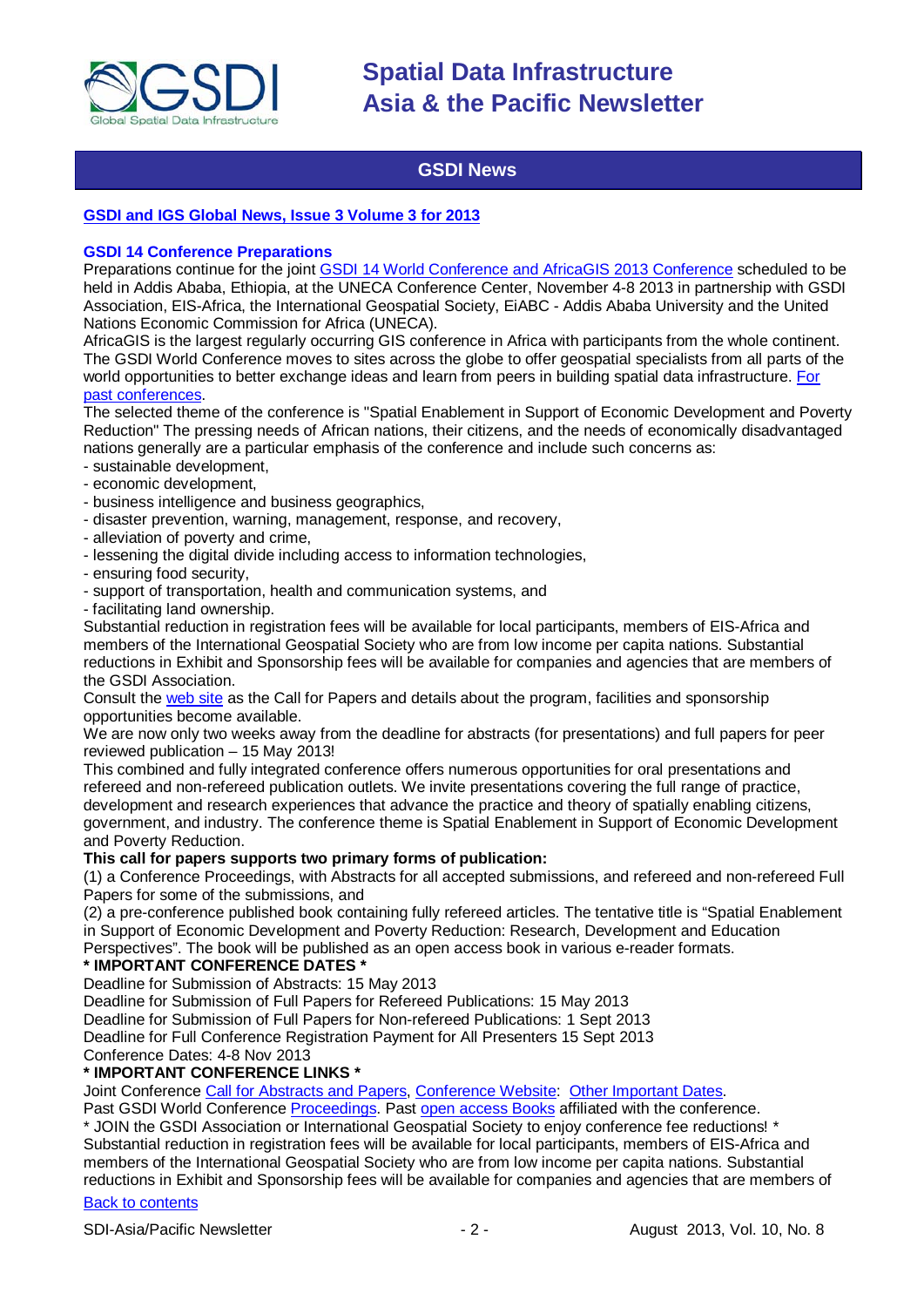## GSDI News

**GSDI and IGS Global News, Issue 3 Volume 3 for 2013**

**GSDI 14 Conference Preparations**

Preparations continue for the joint GSDI 14 World Conference and AfricaGIS 2013 Conference scheduled to be held in Addis Ababa, Ethiopia, at the UNECA Conference Center, November 4-8 2013 in partnership with GSDI Association, EIS-Africa, the International Geospatial Society, EiABC - Addis Ababa University and the United Nations Economic Commission for Africa (UNECA).

AfricaGIS is the largest regularly occurring GIS conference in Africa with participants from the whole continent. The GSDI World Conference moves to sites across the globe to offer geospatial specialists from all parts of the world opportunities to better exchange ideas and learn from peers in building spatial data infrastructure. For past conferences.

The selected theme of the conference is "Spatial Enablement in Support of Economic Development and Poverty Reduction" The pressing needs of African nations, their citizens, and the needs of economically disadvantaged nations generally are a particular emphasis of the conference and include such concerns as:

- sustainable development,
- economic development,
- business intelligence and business geographics,
- disaster prevention, warning, management, response, and recovery,
- alleviation of poverty and crime,
- lessening the digital divide including access to information technologies,
- ensuring food security,
- support of transportation, health and communication systems, and
- facilitating land ownership.

Substantial reduction in registration fees will be available for local participants, members of EIS-Africa and members of the International Geospatial Society who are from low income per capita nations. Substantial reductions in Exhibit and Sponsorship fees will be available for companies and agencies that are members of the GSDI Association.

Consult the web site as the Call for Papers and details about the program, facilities and sponsorship opportunities become available.

We are now only two weeks away from the deadline for abstracts (for presentations) and full papers for peer reviewed publication – 15 May 2013!

This combined and fully integrated conference offers numerous opportunities for oral presentations and refereed and non-refereed publication outlets. We invite presentations covering the full range of practice, development and research experiences that advance the practice and theory of spatially enabling citizens, government, and industry. The conference theme is Spatial Enablement in Support of Economic Development and Poverty Reduction.

**This call for papers supports two primary forms of publication:**

(1) a Conference Proceedings, with Abstracts for all accepted submissions, and refereed and non-refereed Full Papers for some of the submissions, and

(2) a pre-conference published book containing fully refereed articles. The tentative title is "Spatial Enablement in Support of Economic Development and Poverty Reduction: Research, Development and Education Perspectives". The book will be published as an open access book in various e-reader formats.

**\* IMPORTANT CONFERENCE DATES \***

Deadline for Submission of Abstracts: 15 May 2013
Deadline for Submission of Full Papers for Refereed Publications: 15 May 2013
Deadline for Submission of Full Papers for Non-refereed Publications: 1 Sept 2013
Deadline for Full Conference Registration Payment for All Presenters 15 Sept 2013
Conference Dates: 4-8 Nov 2013

**\* IMPORTANT CONFERENCE LINKS \***

Joint Conference Call for Abstracts and Papers, Conference Website: Other Important Dates.
Past GSDI World Conference Proceedings. Past open access Books affiliated with the conference.
\* JOIN the GSDI Association or International Geospatial Society to enjoy conference fee reductions! \*
Substantial reduction in registration fees will be available for local participants, members of EIS-Africa and members of the International Geospatial Society who are from low income per capita nations. Substantial reductions in Exhibit and Sponsorship fees will be available for companies and agencies that are members of

Back to contents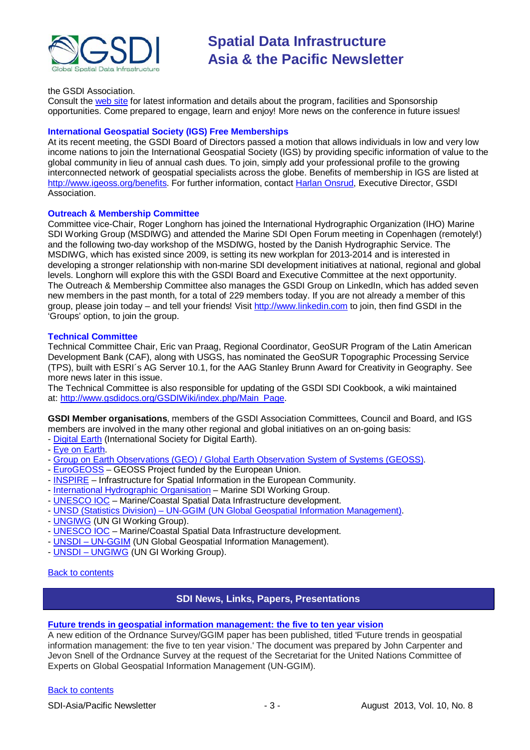the GSDI Association.

Consult the web site for latest information and details about the program, facilities and Sponsorship opportunities. Come prepared to engage, learn and enjoy! More news on the conference in future issues!

### International Geospatial Society (IGS) Free Memberships

At its recent meeting, the GSDI Board of Directors passed a motion that allows individuals in low and very low income nations to join the International Geospatial Society (IGS) by providing specific information of value to the global community in lieu of annual cash dues. To join, simply add your professional profile to the growing interconnected network of geospatial specialists across the globe. Benefits of membership in IGS are listed at http://www.igeoss.org/benefits. For further information, contact Harlan Onsrud, Executive Director, GSDI Association.

### Outreach & Membership Committee

Committee vice-Chair, Roger Longhorn has joined the International Hydrographic Organization (IHO) Marine SDI Working Group (MSDIWG) and attended the Marine SDI Open Forum meeting in Copenhagen (remotely!) and the following two-day workshop of the MSDIWG, hosted by the Danish Hydrographic Service. The MSDIWG, which has existed since 2009, is setting its new workplan for 2013-2014 and is interested in developing a stronger relationship with non-marine SDI development initiatives at national, regional and global levels. Longhorn will explore this with the GSDI Board and Executive Committee at the next opportunity.

The Outreach & Membership Committee also manages the GSDI Group on LinkedIn, which has added seven new members in the past month, for a total of 229 members today. If you are not already a member of this group, please join today – and tell your friends! Visit http://www.linkedin.com to join, then find GSDI in the 'Groups' option, to join the group.

### Technical Committee

Technical Committee Chair, Eric van Praag, Regional Coordinator, GeoSUR Program of the Latin American Development Bank (CAF), along with USGS, has nominated the GeoSUR Topographic Processing Service (TPS), built with ESRI´s AG Server 10.1, for the AAG Stanley Brunn Award for Creativity in Geography. See more news later in this issue.

The Technical Committee is also responsible for updating of the GSDI SDI Cookbook, a wiki maintained at: http://www.gsdidocs.org/GSDIWiki/index.php/Main_Page.

**GSDI Member organisations**, members of the GSDI Association Committees, Council and Board, and IGS members are involved in the many other regional and global initiatives on an on-going basis:

- Digital Earth (International Society for Digital Earth).
- Eye on Earth.
- Group on Earth Observations (GEO) / Global Earth Observation System of Systems (GEOSS).
- EuroGEOSS – GEOSS Project funded by the European Union.
- INSPIRE – Infrastructure for Spatial Information in the European Community.
- International Hydrographic Organisation – Marine SDI Working Group.
- UNESCO IOC – Marine/Coastal Spatial Data Infrastructure development.
- UNSD (Statistics Division) – UN-GGIM (UN Global Geospatial Information Management).
- UNGIWG (UN GI Working Group).
- UNESCO IOC – Marine/Coastal Spatial Data Infrastructure development.
- UNSDI – UN-GGIM (UN Global Geospatial Information Management).
- UNSDI – UNGIWG (UN GI Working Group).

Back to contents

## SDI News, Links, Papers, Presentations

### Future trends in geospatial information management: the five to ten year vision

A new edition of the Ordnance Survey/GGIM paper has been published, titled 'Future trends in geospatial information management: the five to ten year vision.' The document was prepared by John Carpenter and Jevon Snell of the Ordnance Survey at the request of the Secretariat for the United Nations Committee of Experts on Global Geospatial Information Management (UN-GGIM).

Back to contents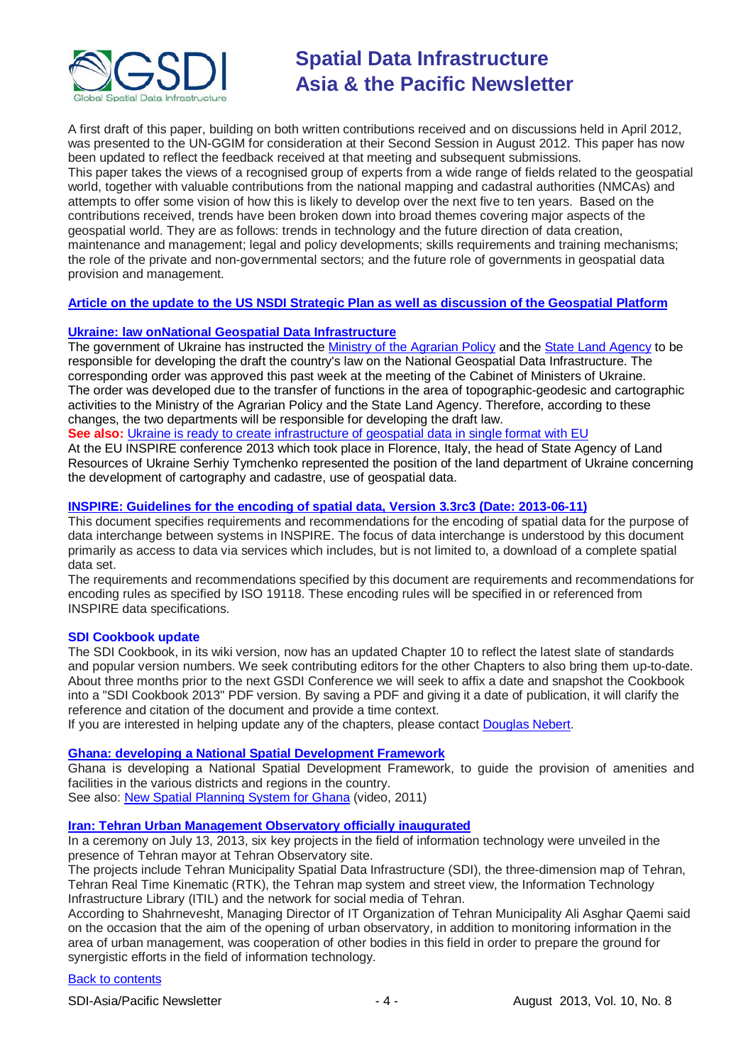A first draft of this paper, building on both written contributions received and on discussions held in April 2012, was presented to the UN-GGIM for consideration at their Second Session in August 2012. This paper has now been updated to reflect the feedback received at that meeting and subsequent submissions.
This paper takes the views of a recognised group of experts from a wide range of fields related to the geospatial world, together with valuable contributions from the national mapping and cadastral authorities (NMCAs) and attempts to offer some vision of how this is likely to develop over the next five to ten years. Based on the contributions received, trends have been broken down into broad themes covering major aspects of the geospatial world. They are as follows: trends in technology and the future direction of data creation, maintenance and management; legal and policy developments; skills requirements and training mechanisms; the role of the private and non-governmental sectors; and the future role of governments in geospatial data provision and management.

### Article on the update to the US NSDI Strategic Plan as well as discussion of the Geospatial Platform

### Ukraine: law onNational Geospatial Data Infrastructure

The government of Ukraine has instructed the Ministry of the Agrarian Policy and the State Land Agency to be responsible for developing the draft the country's law on the National Geospatial Data Infrastructure. The corresponding order was approved this past week at the meeting of the Cabinet of Ministers of Ukraine. The order was developed due to the transfer of functions in the area of topographic-geodesic and cartographic activities to the Ministry of the Agrarian Policy and the State Land Agency. Therefore, according to these changes, the two departments will be responsible for developing the draft law.
**See also:** Ukraine is ready to create infrastructure of geospatial data in single format with EU
At the EU INSPIRE conference 2013 which took place in Florence, Italy, the head of State Agency of Land Resources of Ukraine Serhiy Tymchenko represented the position of the land department of Ukraine concerning the development of cartography and cadastre, use of geospatial data.

### INSPIRE: Guidelines for the encoding of spatial data, Version 3.3rc3 (Date: 2013-06-11)

This document specifies requirements and recommendations for the encoding of spatial data for the purpose of data interchange between systems in INSPIRE. The focus of data interchange is understood by this document primarily as access to data via services which includes, but is not limited to, a download of a complete spatial data set.
The requirements and recommendations specified by this document are requirements and recommendations for encoding rules as specified by ISO 19118. These encoding rules will be specified in or referenced from INSPIRE data specifications.

### SDI Cookbook update

The SDI Cookbook, in its wiki version, now has an updated Chapter 10 to reflect the latest slate of standards and popular version numbers. We seek contributing editors for the other Chapters to also bring them up-to-date. About three months prior to the next GSDI Conference we will seek to affix a date and snapshot the Cookbook into a "SDI Cookbook 2013" PDF version. By saving a PDF and giving it a date of publication, it will clarify the reference and citation of the document and provide a time context.
If you are interested in helping update any of the chapters, please contact Douglas Nebert.

### Ghana: developing a National Spatial Development Framework

Ghana is developing a National Spatial Development Framework, to guide the provision of amenities and facilities in the various districts and regions in the country.
See also: New Spatial Planning System for Ghana (video, 2011)

### Iran: Tehran Urban Management Observatory officially inaugurated

In a ceremony on July 13, 2013, six key projects in the field of information technology were unveiled in the presence of Tehran mayor at Tehran Observatory site.
The projects include Tehran Municipality Spatial Data Infrastructure (SDI), the three-dimension map of Tehran, Tehran Real Time Kinematic (RTK), the Tehran map system and street view, the Information Technology Infrastructure Library (ITIL) and the network for social media of Tehran.
According to Shahrnevesht, Managing Director of IT Organization of Tehran Municipality Ali Asghar Qaemi said on the occasion that the aim of the opening of urban observatory, in addition to monitoring information in the area of urban management, was cooperation of other bodies in this field in order to prepare the ground for synergistic efforts in the field of information technology.

Back to contents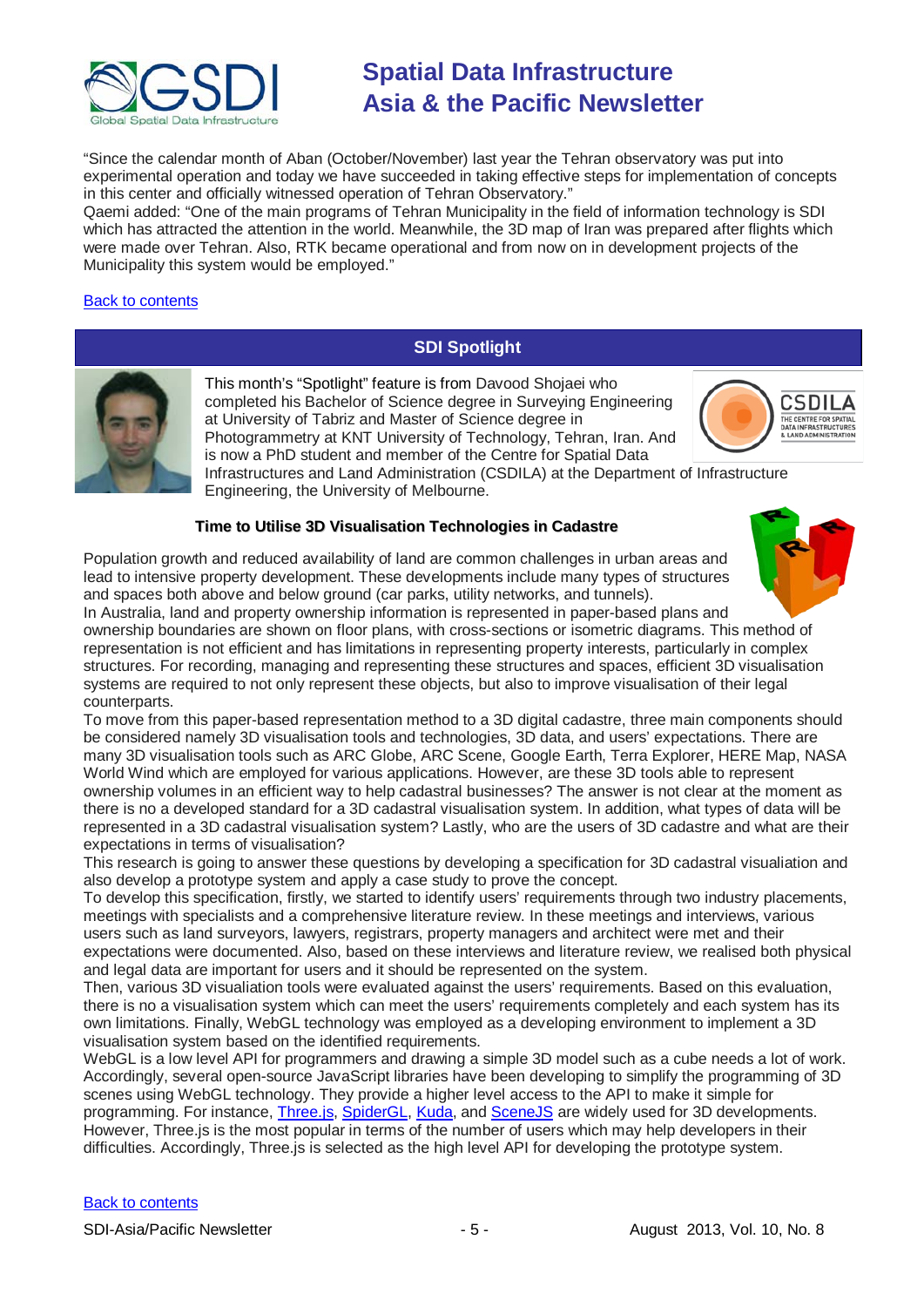"Since the calendar month of Aban (October/November) last year the Tehran observatory was put into experimental operation and today we have succeeded in taking effective steps for implementation of concepts in this center and officially witnessed operation of Tehran Observatory."

Qaemi added: "One of the main programs of Tehran Municipality in the field of information technology is SDI which has attracted the attention in the world. Meanwhile, the 3D map of Iran was prepared after flights which were made over Tehran. Also, RTK became operational and from now on in development projects of the Municipality this system would be employed."

Back to contents

## SDI Spotlight

This month's "Spotlight" feature is from Davood Shojaei who completed his Bachelor of Science degree in Surveying Engineering at University of Tabriz and Master of Science degree in Photogrammetry at KNT University of Technology, Tehran, Iran. And is now a PhD student and member of the Centre for Spatial Data Infrastructures and Land Administration (CSDILA) at the Department of Infrastructure Engineering, the University of Melbourne.

### Time to Utilise 3D Visualisation Technologies in Cadastre

Population growth and reduced availability of land are common challenges in urban areas and lead to intensive property development. These developments include many types of structures and spaces both above and below ground (car parks, utility networks, and tunnels).

In Australia, land and property ownership information is represented in paper-based plans and ownership boundaries are shown on floor plans, with cross-sections or isometric diagrams. This method of representation is not efficient and has limitations in representing property interests, particularly in complex structures. For recording, managing and representing these structures and spaces, efficient 3D visualisation systems are required to not only represent these objects, but also to improve visualisation of their legal counterparts.

To move from this paper-based representation method to a 3D digital cadastre, three main components should be considered namely 3D visualisation tools and technologies, 3D data, and users' expectations. There are many 3D visualisation tools such as ARC Globe, ARC Scene, Google Earth, Terra Explorer, HERE Map, NASA World Wind which are employed for various applications. However, are these 3D tools able to represent ownership volumes in an efficient way to help cadastral businesses? The answer is not clear at the moment as there is no a developed standard for a 3D cadastral visualisation system. In addition, what types of data will be represented in a 3D cadastral visualisation system? Lastly, who are the users of 3D cadastre and what are their expectations in terms of visualisation?

This research is going to answer these questions by developing a specification for 3D cadastral visualisation and also develop a prototype system and apply a case study to prove the concept.

To develop this specification, firstly, we started to identify users' requirements through two industry placements, meetings with specialists and a comprehensive literature review. In these meetings and interviews, various users such as land surveyors, lawyers, registrars, property managers and architect were met and their expectations were documented. Also, based on these interviews and literature review, we realised both physical and legal data are important for users and it should be represented on the system.

Then, various 3D visualiation tools were evaluated against the users' requirements. Based on this evaluation, there is no a visualisation system which can meet the users' requirements completely and each system has its own limitations. Finally, WebGL technology was employed as a developing environment to implement a 3D visualisation system based on the identified requirements.

WebGL is a low level API for programmers and drawing a simple 3D model such as a cube needs a lot of work. Accordingly, several open-source JavaScript libraries have been developing to simplify the programming of 3D scenes using WebGL technology. They provide a higher level access to the API to make it simple for programming. For instance, Three.js, SpiderGL, Kuda, and SceneJS are widely used for 3D developments. However, Three.js is the most popular in terms of the number of users which may help developers in their difficulties. Accordingly, Three.js is selected as the high level API for developing the prototype system.

Back to contents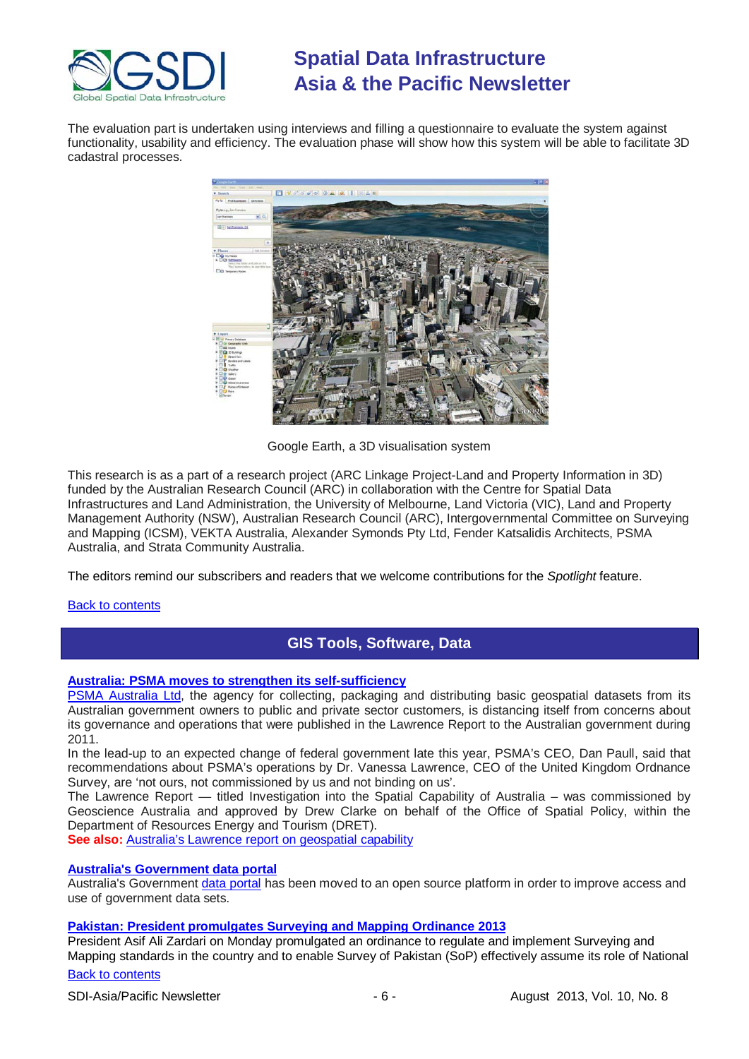The evaluation part is undertaken using interviews and filling a questionnaire to evaluate the system against functionality, usability and efficiency. The evaluation phase will show how this system will be able to facilitate 3D cadastral processes.

Google Earth, a 3D visualisation system

This research is as a part of a research project (ARC Linkage Project-Land and Property Information in 3D) funded by the Australian Research Council (ARC) in collaboration with the Centre for Spatial Data Infrastructures and Land Administration, the University of Melbourne, Land Victoria (VIC), Land and Property Management Authority (NSW), Australian Research Council (ARC), Intergovernmental Committee on Surveying and Mapping (ICSM), VEKTA Australia, Alexander Symonds Pty Ltd, Fender Katsalidis Architects, PSMA Australia, and Strata Community Australia.

The editors remind our subscribers and readers that we welcome contributions for the *Spotlight* feature.

Back to contents

## GIS Tools, Software, Data

### Australia: PSMA moves to strengthen its self-sufficiency

PSMA Australia Ltd, the agency for collecting, packaging and distributing basic geospatial datasets from its Australian government owners to public and private sector customers, is distancing itself from concerns about its governance and operations that were published in the Lawrence Report to the Australian government during 2011.

In the lead-up to an expected change of federal government late this year, PSMA's CEO, Dan Paull, said that recommendations about PSMA's operations by Dr. Vanessa Lawrence, CEO of the United Kingdom Ordnance Survey, are 'not ours, not commissioned by us and not binding on us'.

The Lawrence Report — titled Investigation into the Spatial Capability of Australia – was commissioned by Geoscience Australia and approved by Drew Clarke on behalf of the Office of Spatial Policy, within the Department of Resources Energy and Tourism (DRET).

**See also:** Australia's Lawrence report on geospatial capability

### Australia's Government data portal

Australia's Government data portal has been moved to an open source platform in order to improve access and use of government data sets.

### Pakistan: President promulgates Surveying and Mapping Ordinance 2013

President Asif Ali Zardari on Monday promulgated an ordinance to regulate and implement Surveying and Mapping standards in the country and to enable Survey of Pakistan (SoP) effectively assume its role of National

Back to contents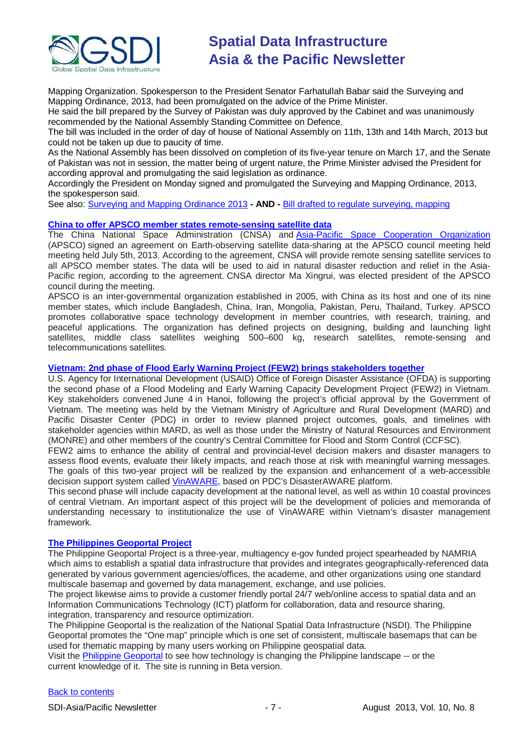Mapping Organization. Spokesperson to the President Senator Farhatullah Babar said the Surveying and Mapping Ordinance, 2013, had been promulgated on the advice of the Prime Minister.
He said the bill prepared by the Survey of Pakistan was duly approved by the Cabinet and was unanimously recommended by the National Assembly Standing Committee on Defence.
The bill was included in the order of day of house of National Assembly on 11th, 13th and 14th March, 2013 but could not be taken up due to paucity of time.
As the National Assembly has been dissolved on completion of its five-year tenure on March 17, and the Senate of Pakistan was not in session, the matter being of urgent nature, the Prime Minister advised the President for according approval and promulgating the said legislation as ordinance.
Accordingly the President on Monday signed and promulgated the Surveying and Mapping Ordinance, 2013, the spokesperson said.
See also: Surveying and Mapping Ordinance 2013 **- AND -** Bill drafted to regulate surveying, mapping

### China to offer APSCO member states remote-sensing satellite data

The China National Space Administration (CNSA) and Asia-Pacific Space Cooperation Organization (APSCO) signed an agreement on Earth-observing satellite data-sharing at the APSCO council meeting held meeting held July 5th, 2013. According to the agreement, CNSA will provide remote sensing satellite services to all APSCO member states. The data will be used to aid in natural disaster reduction and relief in the Asia-Pacific region, according to the agreement. CNSA director Ma Xingrui, was elected president of the APSCO council during the meeting.
APSCO is an inter-governmental organization established in 2005, with China as its host and one of its nine member states, which include Bangladesh, China, Iran, Mongolia, Pakistan, Peru, Thailand, Turkey. APSCO promotes collaborative space technology development in member countries, with research, training, and peaceful applications. The organization has defined projects on designing, building and launching light satellites, middle class satellites weighing 500–600 kg, research satellites, remote-sensing and telecommunications satellites.

### Vietnam: 2nd phase of Flood Early Warning Project (FEW2) brings stakeholders together

U.S. Agency for International Development (USAID) Office of Foreign Disaster Assistance (OFDA) is supporting the second phase of a Flood Modeling and Early Warning Capacity Development Project (FEW2) in Vietnam. Key stakeholders convened June 4 in Hanoi, following the project's official approval by the Government of Vietnam. The meeting was held by the Vietnam Ministry of Agriculture and Rural Development (MARD) and Pacific Disaster Center (PDC) in order to review planned project outcomes, goals, and timelines with stakeholder agencies within MARD, as well as those under the Ministry of Natural Resources and Environment (MONRE) and other members of the country's Central Committee for Flood and Storm Control (CCFSC).
FEW2 aims to enhance the ability of central and provincial-level decision makers and disaster managers to assess flood events, evaluate their likely impacts, and reach those at risk with meaningful warning messages. The goals of this two-year project will be realized by the expansion and enhancement of a web-accessible decision support system called VinAWARE, based on PDC's DisasterAWARE platform.
This second phase will include capacity development at the national level, as well as within 10 coastal provinces of central Vietnam. An important aspect of this project will be the development of policies and memoranda of understanding necessary to institutionalize the use of VinAWARE within Vietnam's disaster management framework.

### The Philippines Geoportal Project

The Philippine Geoportal Project is a three-year, multiagency e-gov funded project spearheaded by NAMRIA which aims to establish a spatial data infrastructure that provides and integrates geographically-referenced data generated by various government agencies/offices, the academe, and other organizations using one standard multiscale basemap and governed by data management, exchange, and use policies.
The project likewise aims to provide a customer friendly portal 24/7 web/online access to spatial data and an Information Communications Technology (ICT) platform for collaboration, data and resource sharing, integration, transparency and resource optimization.
The Philippine Geoportal is the realization of the National Spatial Data Infrastructure (NSDI). The Philippine Geoportal promotes the "One map" principle which is one set of consistent, multiscale basemaps that can be used for thematic mapping by many users working on Philippine geospatial data.
Visit the Philippine Geoportal to see how technology is changing the Philippine landscape -- or the current knowledge of it. The site is running in Beta version.

Back to contents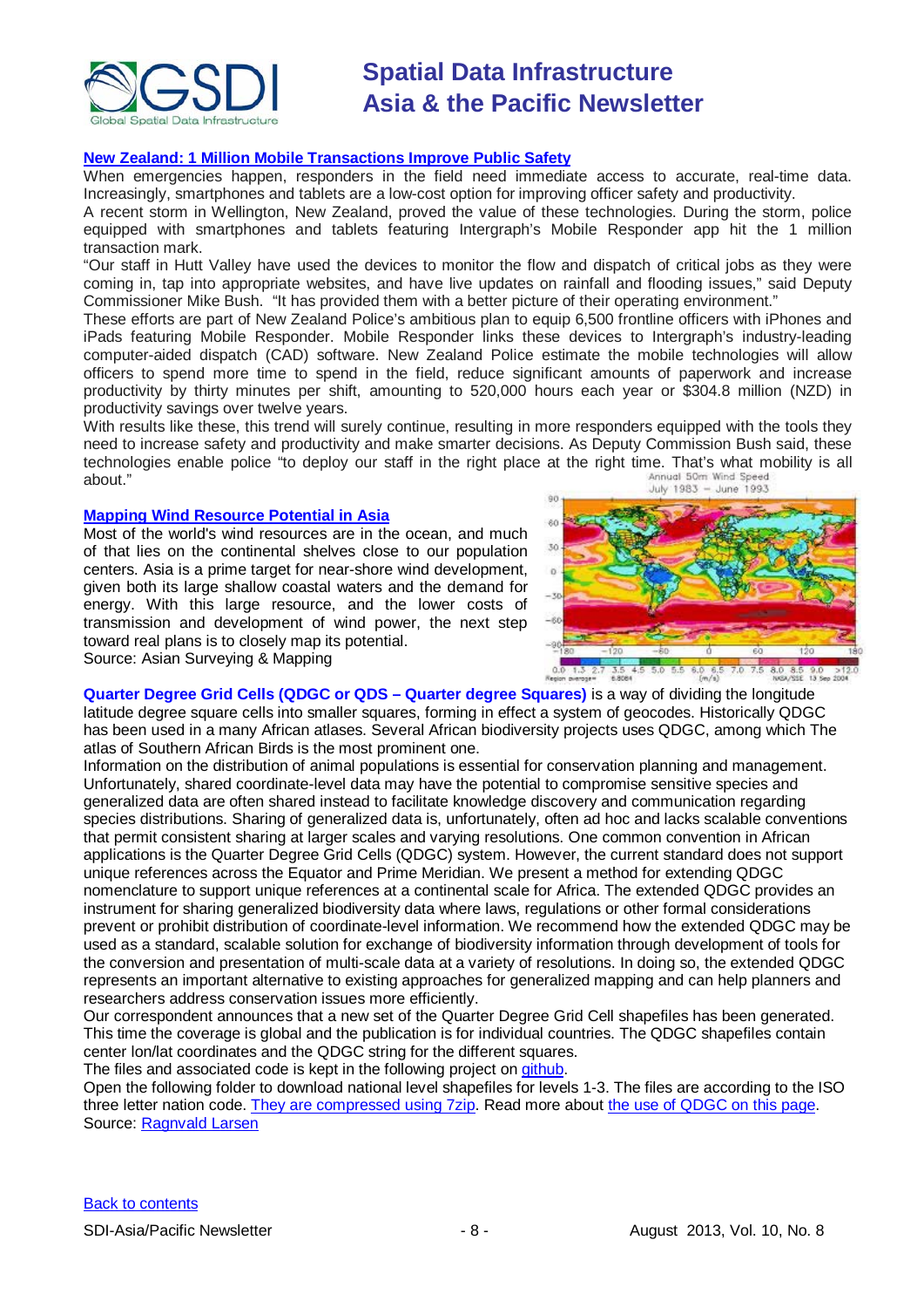## New Zealand: 1 Million Mobile Transactions Improve Public Safety

When emergencies happen, responders in the field need immediate access to accurate, real-time data. Increasingly, smartphones and tablets are a low-cost option for improving officer safety and productivity.

A recent storm in Wellington, New Zealand, proved the value of these technologies. During the storm, police equipped with smartphones and tablets featuring Intergraph's Mobile Responder app hit the 1 million transaction mark.

"Our staff in Hutt Valley have used the devices to monitor the flow and dispatch of critical jobs as they were coming in, tap into appropriate websites, and have live updates on rainfall and flooding issues," said Deputy Commissioner Mike Bush. "It has provided them with a better picture of their operating environment."

These efforts are part of New Zealand Police's ambitious plan to equip 6,500 frontline officers with iPhones and iPads featuring Mobile Responder. Mobile Responder links these devices to Intergraph's industry-leading computer-aided dispatch (CAD) software. New Zealand Police estimate the mobile technologies will allow officers to spend more time to spend in the field, reduce significant amounts of paperwork and increase productivity by thirty minutes per shift, amounting to 520,000 hours each year or $304.8 million (NZD) in productivity savings over twelve years.

With results like these, this trend will surely continue, resulting in more responders equipped with the tools they need to increase safety and productivity and make smarter decisions. As Deputy Commission Bush said, these technologies enable police "to deploy our staff in the right place at the right time. That's what mobility is all about."

## Mapping Wind Resource Potential in Asia

Most of the world's wind resources are in the ocean, and much of that lies on the continental shelves close to our population centers. Asia is a prime target for near-shore wind development, given both its large shallow coastal waters and the demand for energy. With this large resource, and the lower costs of transmission and development of wind power, the next step toward real plans is to closely map its potential.

Source: Asian Surveying & Mapping

Annual 50m Wind Speed
July 1983 – June 1993

**Quarter Degree Grid Cells (QDGC or QDS – Quarter degree Squares)** is a way of dividing the longitude latitude degree square cells into smaller squares, forming in effect a system of geocodes. Historically QDGC has been used in a many African atlases. Several African biodiversity projects uses QDGC, among which The atlas of Southern African Birds is the most prominent one.

Information on the distribution of animal populations is essential for conservation planning and management. Unfortunately, shared coordinate-level data may have the potential to compromise sensitive species and generalized data are often shared instead to facilitate knowledge discovery and communication regarding species distributions. Sharing of generalized data is, unfortunately, often ad hoc and lacks scalable conventions that permit consistent sharing at larger scales and varying resolutions. One common convention in African applications is the Quarter Degree Grid Cells (QDGC) system. However, the current standard does not support unique references across the Equator and Prime Meridian. We present a method for extending QDGC nomenclature to support unique references at a continental scale for Africa. The extended QDGC provides an instrument for sharing generalized biodiversity data where laws, regulations or other formal considerations prevent or prohibit distribution of coordinate-level information. We recommend how the extended QDGC may be used as a standard, scalable solution for exchange of biodiversity information through development of tools for the conversion and presentation of multi-scale data at a variety of resolutions. In doing so, the extended QDGC represents an important alternative to existing approaches for generalized mapping and can help planners and researchers address conservation issues more efficiently.

Our correspondent announces that a new set of the Quarter Degree Grid Cell shapefiles has been generated. This time the coverage is global and the publication is for individual countries. The QDGC shapefiles contain center lon/lat coordinates and the QDGC string for the different squares.

The files and associated code is kept in the following project on github.

Open the following folder to download national level shapefiles for levels 1-3. The files are according to the ISO three letter nation code. They are compressed using 7zip. Read more about the use of QDGC on this page.

Source: Ragnvald Larsen

Back to contents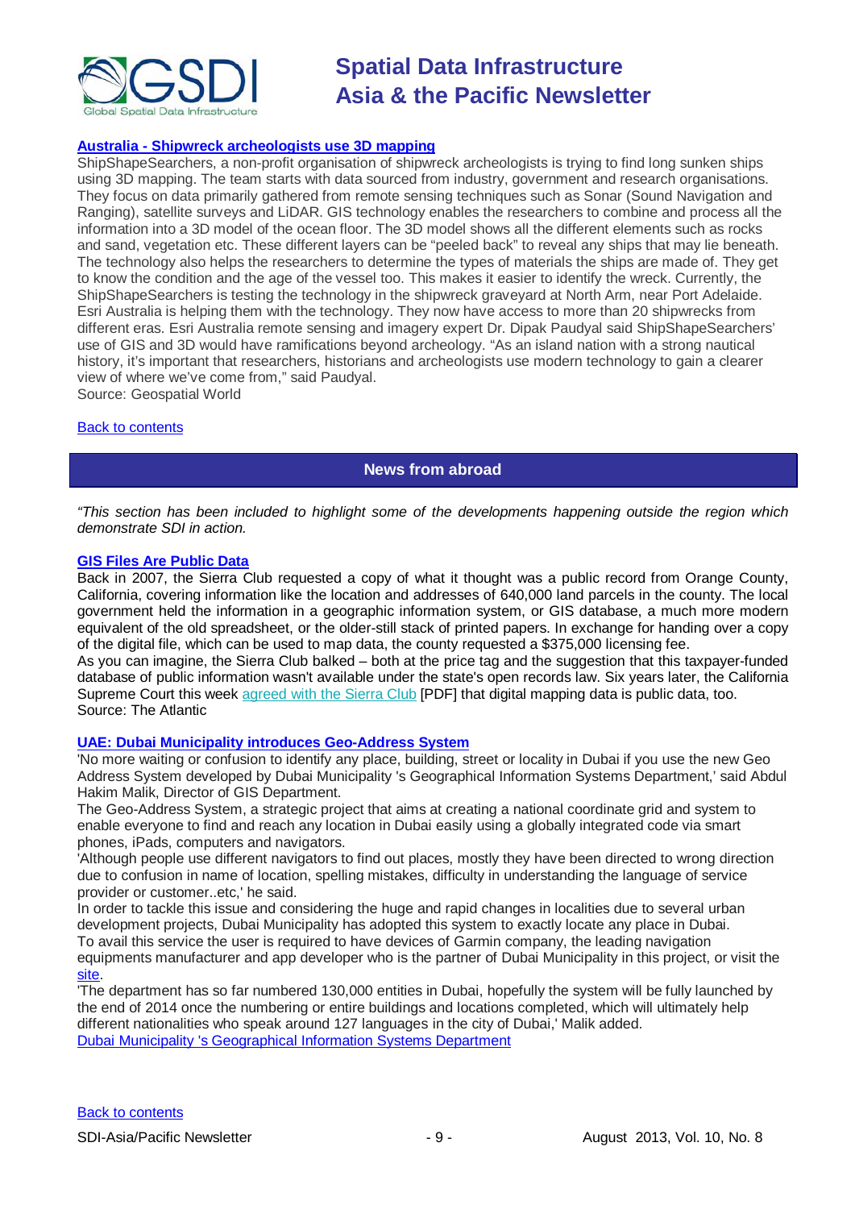### Australia - Shipwreck archeologists use 3D mapping

ShipShapeSearchers, a non-profit organisation of shipwreck archeologists is trying to find long sunken ships using 3D mapping. The team starts with data sourced from industry, government and research organisations. They focus on data primarily gathered from remote sensing techniques such as Sonar (Sound Navigation and Ranging), satellite surveys and LiDAR. GIS technology enables the researchers to combine and process all the information into a 3D model of the ocean floor. The 3D model shows all the different elements such as rocks and sand, vegetation etc. These different layers can be “peeled back” to reveal any ships that may lie beneath. The technology also helps the researchers to determine the types of materials the ships are made of. They get to know the condition and the age of the vessel too. This makes it easier to identify the wreck. Currently, the ShipShapeSearchers is testing the technology in the shipwreck graveyard at North Arm, near Port Adelaide. Esri Australia is helping them with the technology. They now have access to more than 20 shipwrecks from different eras. Esri Australia remote sensing and imagery expert Dr. Dipak Paudyal said ShipShapeSearchers' use of GIS and 3D would have ramifications beyond archeology. “As an island nation with a strong nautical history, it's important that researchers, historians and archeologists use modern technology to gain a clearer view of where we've come from,” said Paudyal.
Source: Geospatial World

Back to contents

## News from abroad

*“This section has been included to highlight some of the developments happening outside the region which demonstrate SDI in action.*

### GIS Files Are Public Data

Back in 2007, the Sierra Club requested a copy of what it thought was a public record from Orange County, California, covering information like the location and addresses of 640,000 land parcels in the county. The local government held the information in a geographic information system, or GIS database, a much more modern equivalent of the old spreadsheet, or the older-still stack of printed papers. In exchange for handing over a copy of the digital file, which can be used to map data, the county requested a $375,000 licensing fee.
As you can imagine, the Sierra Club balked – both at the price tag and the suggestion that this taxpayer-funded database of public information wasn't available under the state's open records law. Six years later, the California Supreme Court this week agreed with the Sierra Club [PDF] that digital mapping data is public data, too.
Source: The Atlantic

### UAE: Dubai Municipality introduces Geo-Address System

'No more waiting or confusion to identify any place, building, street or locality in Dubai if you use the new Geo Address System developed by Dubai Municipality 's Geographical Information Systems Department,' said Abdul Hakim Malik, Director of GIS Department.
The Geo-Address System, a strategic project that aims at creating a national coordinate grid and system to enable everyone to find and reach any location in Dubai easily using a globally integrated code via smart phones, iPads, computers and navigators.
'Although people use different navigators to find out places, mostly they have been directed to wrong direction due to confusion in name of location, spelling mistakes, difficulty in understanding the language of service provider or customer..etc,' he said.
In order to tackle this issue and considering the huge and rapid changes in localities due to several urban development projects, Dubai Municipality has adopted this system to exactly locate any place in Dubai.
To avail this service the user is required to have devices of Garmin company, the leading navigation equipments manufacturer and app developer who is the partner of Dubai Municipality in this project, or visit the site.
'The department has so far numbered 130,000 entities in Dubai, hopefully the system will be fully launched by the end of 2014 once the numbering or entire buildings and locations completed, which will ultimately help different nationalities who speak around 127 languages in the city of Dubai,' Malik added.
Dubai Municipality 's Geographical Information Systems Department

Back to contents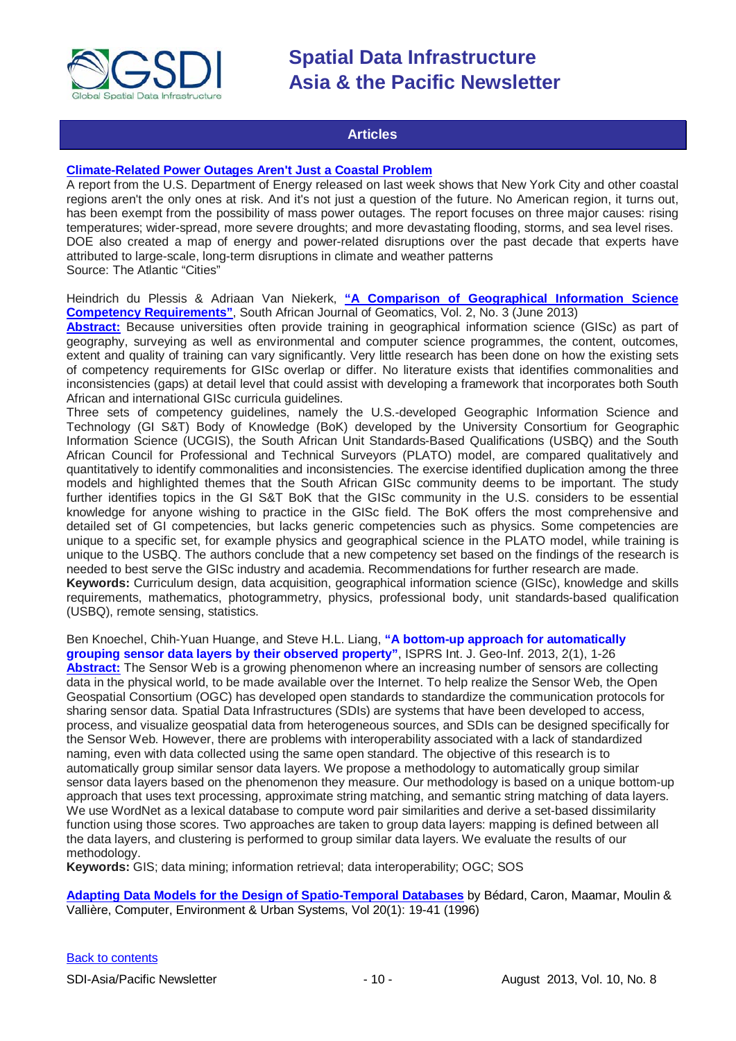## Articles

**[Climate-Related Power Outages Aren't Just a Coastal Problem](#)**

A report from the U.S. Department of Energy released on last week shows that New York City and other coastal regions aren't the only ones at risk. And it's not just a question of the future. No American region, it turns out, has been exempt from the possibility of mass power outages. The report focuses on three major causes: rising temperatures; wider-spread, more severe droughts; and more devastating flooding, storms, and sea level rises. DOE also created a map of energy and power-related disruptions over the past decade that experts have attributed to large-scale, long-term disruptions in climate and weather patterns

Source: The Atlantic "Cities"

Heindrich du Plessis & Adriaan Van Niekerk, **"A Comparison of Geographical Information Science Competency Requirements"**, South African Journal of Geomatics, Vol. 2, No. 3 (June 2013)

**Abstract:** Because universities often provide training in geographical information science (GISc) as part of geography, surveying as well as environmental and computer science programmes, the content, outcomes, extent and quality of training can vary significantly. Very little research has been done on how the existing sets of competency requirements for GISc overlap or differ. No literature exists that identifies commonalities and inconsistencies (gaps) at detail level that could assist with developing a framework that incorporates both South African and international GISc curricula guidelines.

Three sets of competency guidelines, namely the U.S.-developed Geographic Information Science and Technology (GI S&T) Body of Knowledge (BoK) developed by the University Consortium for Geographic Information Science (UCGIS), the South African Unit Standards-Based Qualifications (USBQ) and the South African Council for Professional and Technical Surveyors (PLATO) model, are compared qualitatively and quantitatively to identify commonalities and inconsistencies. The exercise identified duplication among the three models and highlighted themes that the South African GISc community deems to be important. The study further identifies topics in the GI S&T BoK that the GISc community in the U.S. considers to be essential knowledge for anyone wishing to practice in the GISc field. The BoK offers the most comprehensive and detailed set of GI competencies, but lacks generic competencies such as physics. Some competencies are unique to a specific set, for example physics and geographical science in the PLATO model, while training is unique to the USBQ. The authors conclude that a new competency set based on the findings of the research is needed to best serve the GISc industry and academia. Recommendations for further research are made.

**Keywords:** Curriculum design, data acquisition, geographical information science (GISc), knowledge and skills requirements, mathematics, photogrammetry, physics, professional body, unit standards-based qualification (USBQ), remote sensing, statistics.

Ben Knoechel, Chih-Yuan Huange, and Steve H.L. Liang, **"A bottom-up approach for automatically grouping sensor data layers by their observed property"**, ISPRS Int. J. Geo-Inf. 2013, 2(1), 1-26

**Abstract:** The Sensor Web is a growing phenomenon where an increasing number of sensors are collecting data in the physical world, to be made available over the Internet. To help realize the Sensor Web, the Open Geospatial Consortium (OGC) has developed open standards to standardize the communication protocols for sharing sensor data. Spatial Data Infrastructures (SDIs) are systems that have been developed to access, process, and visualize geospatial data from heterogeneous sources, and SDIs can be designed specifically for the Sensor Web. However, there are problems with interoperability associated with a lack of standardized naming, even with data collected using the same open standard. The objective of this research is to automatically group similar sensor data layers. We propose a methodology to automatically group similar sensor data layers based on the phenomenon they measure. Our methodology is based on a unique bottom-up approach that uses text processing, approximate string matching, and semantic string matching of data layers. We use WordNet as a lexical database to compute word pair similarities and derive a set-based dissimilarity function using those scores. Two approaches are taken to group data layers: mapping is defined between all the data layers, and clustering is performed to group similar data layers. We evaluate the results of our methodology.

**Keywords:** GIS; data mining; information retrieval; data interoperability; OGC; SOS

**[Adapting Data Models for the Design of Spatio-Temporal Databases](#)** by Bédard, Caron, Maamar, Moulin & Vallière, Computer, Environment & Urban Systems, Vol 20(1): 19-41 (1996)

[Back to contents](#)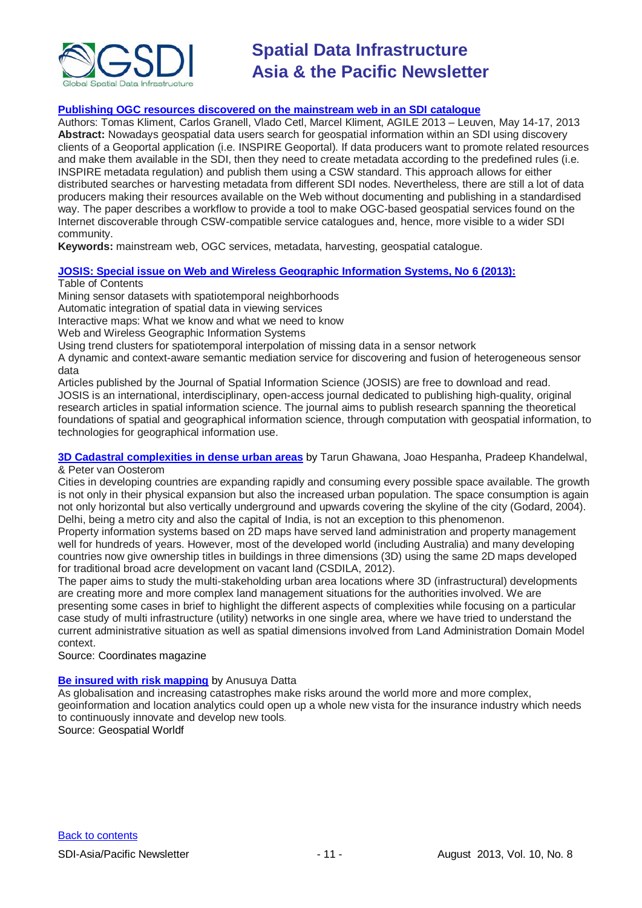**Publishing OGC resources discovered on the mainstream web in an SDI catalogue**

Authors: Tomas Kliment, Carlos Granell, Vlado Cetl, Marcel Kliment, AGILE 2013 – Leuven, May 14-17, 2013

**Abstract:** Nowadays geospatial data users search for geospatial information within an SDI using discovery clients of a Geoportal application (i.e. INSPIRE Geoportal). If data producers want to promote related resources and make them available in the SDI, then they need to create metadata according to the predefined rules (i.e. INSPIRE metadata regulation) and publish them using a CSW standard. This approach allows for either distributed searches or harvesting metadata from different SDI nodes. Nevertheless, there are still a lot of data producers making their resources available on the Web without documenting and publishing in a standardised way. The paper describes a workflow to provide a tool to make OGC-based geospatial services found on the Internet discoverable through CSW-compatible service catalogues and, hence, more visible to a wider SDI community.

**Keywords:** mainstream web, OGC services, metadata, harvesting, geospatial catalogue.

**JOSIS: Special issue on Web and Wireless Geographic Information Systems, No 6 (2013):**

Table of Contents

Mining sensor datasets with spatiotemporal neighborhoods

Automatic integration of spatial data in viewing services

Interactive maps: What we know and what we need to know

Web and Wireless Geographic Information Systems

Using trend clusters for spatiotemporal interpolation of missing data in a sensor network

A dynamic and context-aware semantic mediation service for discovering and fusion of heterogeneous sensor data

Articles published by the Journal of Spatial Information Science (JOSIS) are free to download and read. JOSIS is an international, interdisciplinary, open-access journal dedicated to publishing high-quality, original research articles in spatial information science. The journal aims to publish research spanning the theoretical foundations of spatial and geographical information science, through computation with geospatial information, to technologies for geographical information use.

**3D Cadastral complexities in dense urban areas** by Tarun Ghawana, Joao Hespanha, Pradeep Khandelwal, & Peter van Oosterom

Cities in developing countries are expanding rapidly and consuming every possible space available. The growth is not only in their physical expansion but also the increased urban population. The space consumption is again not only horizontal but also vertically underground and upwards covering the skyline of the city (Godard, 2004). Delhi, being a metro city and also the capital of India, is not an exception to this phenomenon.

Property information systems based on 2D maps have served land administration and property management well for hundreds of years. However, most of the developed world (including Australia) and many developing countries now give ownership titles in buildings in three dimensions (3D) using the same 2D maps developed for traditional broad acre development on vacant land (CSDILA, 2012).

The paper aims to study the multi-stakeholding urban area locations where 3D (infrastructural) developments are creating more and more complex land management situations for the authorities involved. We are presenting some cases in brief to highlight the different aspects of complexities while focusing on a particular case study of multi infrastructure (utility) networks in one single area, where we have tried to understand the current administrative situation as well as spatial dimensions involved from Land Administration Domain Model context.

Source: Coordinates magazine

**Be insured with risk mapping** by Anusuya Datta

As globalisation and increasing catastrophes make risks around the world more and more complex, geoinformation and location analytics could open up a whole new vista for the insurance industry which needs to continuously innovate and develop new tools.

Source: Geospatial Worldf

Back to contents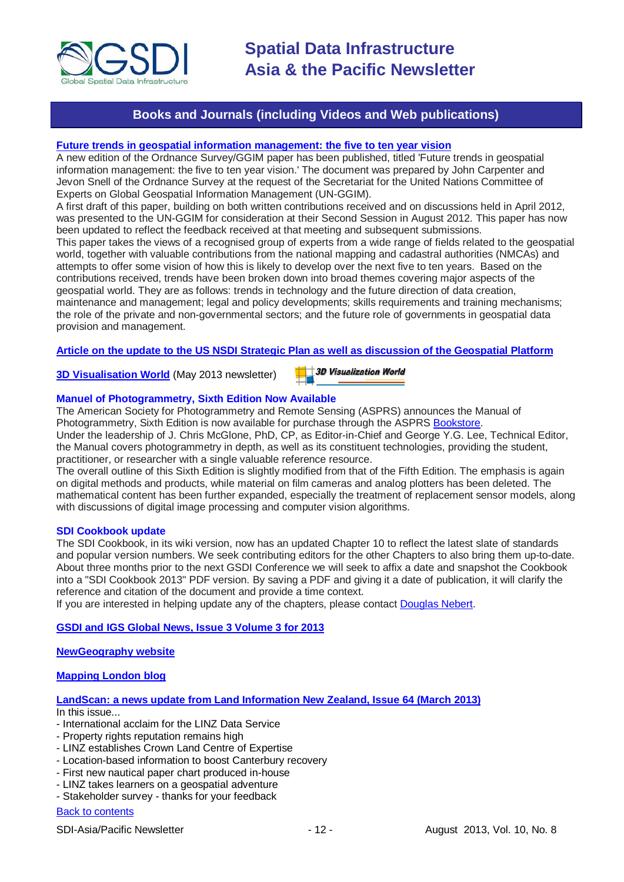## Books and Journals (including Videos and Web publications)

**Future trends in geospatial information management: the five to ten year vision**

A new edition of the Ordnance Survey/GGIM paper has been published, titled 'Future trends in geospatial information management: the five to ten year vision.' The document was prepared by John Carpenter and Jevon Snell of the Ordnance Survey at the request of the Secretariat for the United Nations Committee of Experts on Global Geospatial Information Management (UN-GGIM).

A first draft of this paper, building on both written contributions received and on discussions held in April 2012, was presented to the UN-GGIM for consideration at their Second Session in August 2012. This paper has now been updated to reflect the feedback received at that meeting and subsequent submissions.

This paper takes the views of a recognised group of experts from a wide range of fields related to the geospatial world, together with valuable contributions from the national mapping and cadastral authorities (NMCAs) and attempts to offer some vision of how this is likely to develop over the next five to ten years. Based on the contributions received, trends have been broken down into broad themes covering major aspects of the geospatial world. They are as follows: trends in technology and the future direction of data creation, maintenance and management; legal and policy developments; skills requirements and training mechanisms; the role of the private and non-governmental sectors; and the future role of governments in geospatial data provision and management.

**Article on the update to the US NSDI Strategic Plan as well as discussion of the Geospatial Platform**

**3D Visualisation World** (May 2013 newsletter)

**Manuel of Photogrammetry, Sixth Edition Now Available**

The American Society for Photogrammetry and Remote Sensing (ASPRS) announces the Manual of Photogrammetry, Sixth Edition is now available for purchase through the ASPRS Bookstore.

Under the leadership of J. Chris McGlone, PhD, CP, as Editor-in-Chief and George Y.G. Lee, Technical Editor, the Manual covers photogrammetry in depth, as well as its constituent technologies, providing the student, practitioner, or researcher with a single valuable reference resource.

The overall outline of this Sixth Edition is slightly modified from that of the Fifth Edition. The emphasis is again on digital methods and products, while material on film cameras and analog plotters has been deleted. The mathematical content has been further expanded, especially the treatment of replacement sensor models, along with discussions of digital image processing and computer vision algorithms.

**SDI Cookbook update**

The SDI Cookbook, in its wiki version, now has an updated Chapter 10 to reflect the latest slate of standards and popular version numbers. We seek contributing editors for the other Chapters to also bring them up-to-date. About three months prior to the next GSDI Conference we will seek to affix a date and snapshot the Cookbook into a "SDI Cookbook 2013" PDF version. By saving a PDF and giving it a date of publication, it will clarify the reference and citation of the document and provide a time context.

If you are interested in helping update any of the chapters, please contact Douglas Nebert.

**GSDI and IGS Global News, Issue 3 Volume 3 for 2013**

**NewGeography website**

**Mapping London blog**

**LandScan: a news update from Land Information New Zealand, Issue 64 (March 2013)**

In this issue...

- International acclaim for the LINZ Data Service
- Property rights reputation remains high
- LINZ establishes Crown Land Centre of Expertise
- Location-based information to boost Canterbury recovery
- First new nautical paper chart produced in-house
- LINZ takes learners on a geospatial adventure
- Stakeholder survey - thanks for your feedback

Back to contents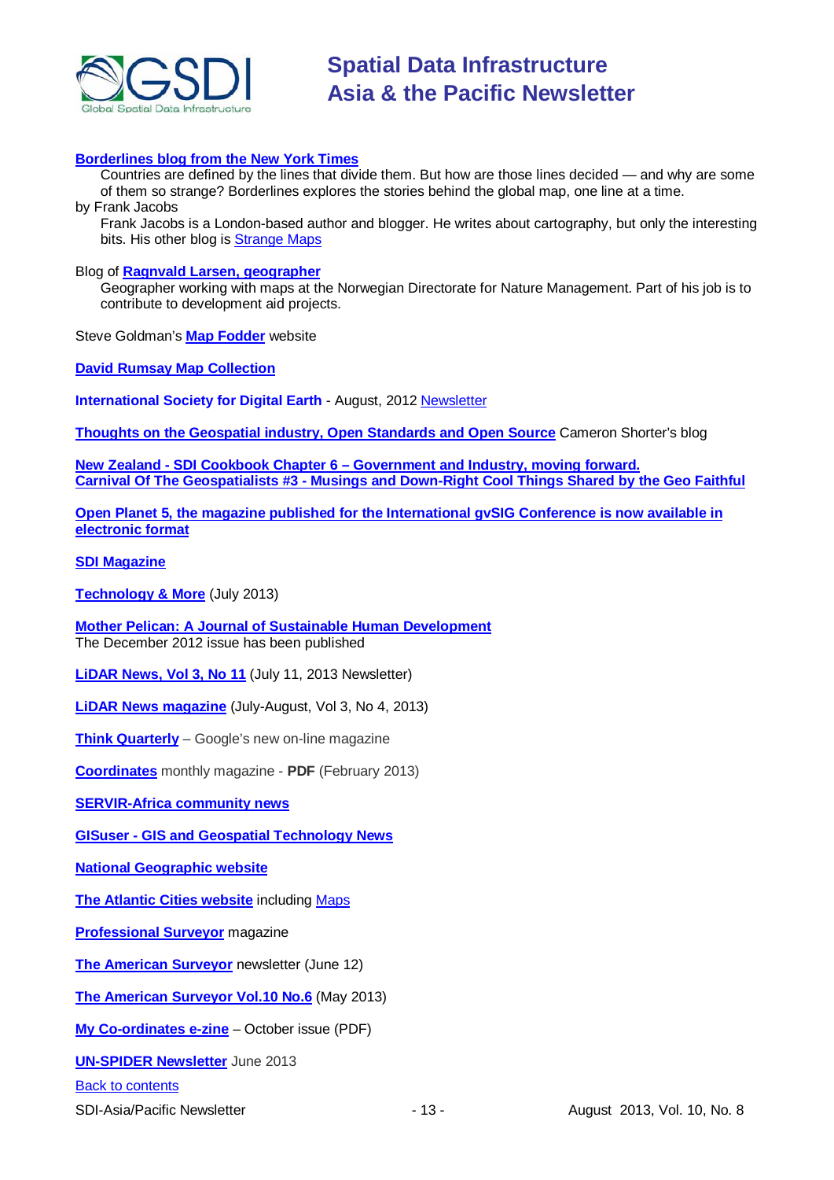**Borderlines blog from the New York Times**

Countries are defined by the lines that divide them. But how are those lines decided — and why are some of them so strange? Borderlines explores the stories behind the global map, one line at a time.

by Frank Jacobs

Frank Jacobs is a London-based author and blogger. He writes about cartography, but only the interesting bits. His other blog is Strange Maps

Blog of **Ragnvald Larsen, geographer**

Geographer working with maps at the Norwegian Directorate for Nature Management. Part of his job is to contribute to development aid projects.

Steve Goldman's **Map Fodder** website

**David Rumsay Map Collection**

**International Society for Digital Earth** - August, 2012 Newsletter

**Thoughts on the Geospatial industry, Open Standards and Open Source** Cameron Shorter's blog

**New Zealand - SDI Cookbook Chapter 6 – Government and Industry, moving forward.**
**Carnival Of The Geospatialists #3 - Musings and Down-Right Cool Things Shared by the Geo Faithful**

**Open Planet 5, the magazine published for the International gvSIG Conference is now available in electronic format**

**SDI Magazine**

**Technology & More** (July 2013)

**Mother Pelican: A Journal of Sustainable Human Development**
The December 2012 issue has been published

**LiDAR News, Vol 3, No 11** (July 11, 2013 Newsletter)

**LiDAR News magazine** (July-August, Vol 3, No 4, 2013)

**Think Quarterly** – Google's new on-line magazine

**Coordinates** monthly magazine - **PDF** (February 2013)

**SERVIR-Africa community news**

**GISuser - GIS and Geospatial Technology News**

**National Geographic website**

**The Atlantic Cities website** including Maps

**Professional Surveyor** magazine

**The American Surveyor** newsletter (June 12)

**The American Surveyor Vol.10 No.6** (May 2013)

**My Co-ordinates e-zine** – October issue (PDF)

**UN-SPIDER Newsletter** June 2013

Back to contents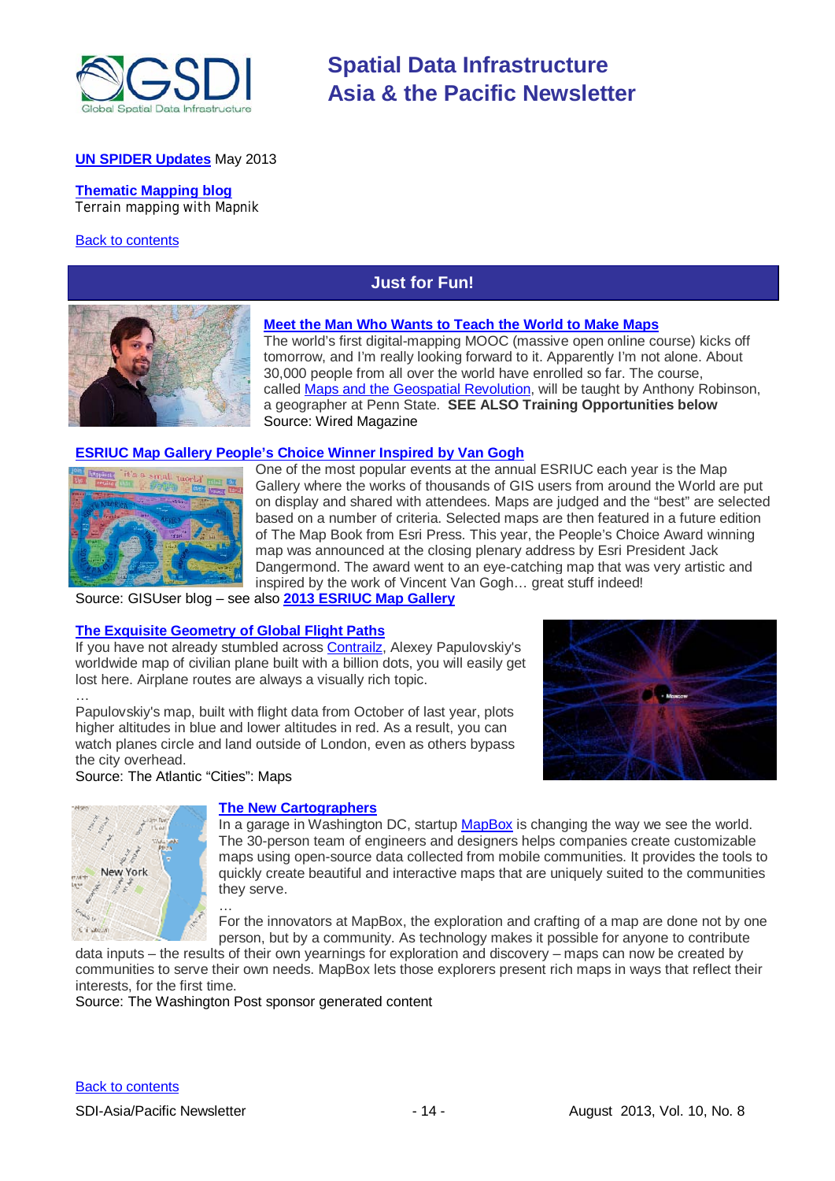**UN SPIDER Updates** May 2013

**Thematic Mapping blog**
Terrain mapping with Mapnik

Back to contents

## Just for Fun!

### Meet the Man Who Wants to Teach the World to Make Maps

The world's first digital-mapping MOOC (massive open online course) kicks off tomorrow, and I'm really looking forward to it. Apparently I'm not alone. About 30,000 people from all over the world have enrolled so far. The course, called Maps and the Geospatial Revolution, will be taught by Anthony Robinson, a geographer at Penn State. **SEE ALSO Training Opportunities below**
Source: Wired Magazine

### ESRIUC Map Gallery People's Choice Winner Inspired by Van Gogh

One of the most popular events at the annual ESRIUC each year is the Map Gallery where the works of thousands of GIS users from around the World are put on display and shared with attendees. Maps are judged and the "best" are selected based on a number of criteria. Selected maps are then featured in a future edition of The Map Book from Esri Press. This year, the People's Choice Award winning map was announced at the closing plenary address by Esri President Jack Dangermond. The award went to an eye-catching map that was very artistic and inspired by the work of Vincent Van Gogh… great stuff indeed!
Source: GISUser blog – see also **2013 ESRIUC Map Gallery**

### The Exquisite Geometry of Global Flight Paths

If you have not already stumbled across Contrailz, Alexey Papulovskiy's worldwide map of civilian plane built with a billion dots, you will easily get lost here. Airplane routes are always a visually rich topic.
…
Papulovskiy's map, built with flight data from October of last year, plots higher altitudes in blue and lower altitudes in red. As a result, you can watch planes circle and land outside of London, even as others bypass the city overhead.
Source: The Atlantic "Cities": Maps

### The New Cartographers

In a garage in Washington DC, startup MapBox is changing the way we see the world. The 30-person team of engineers and designers helps companies create customizable maps using open-source data collected from mobile communities. It provides the tools to quickly create beautiful and interactive maps that are uniquely suited to the communities they serve.
…
For the innovators at MapBox, the exploration and crafting of a map are done not by one person, but by a community. As technology makes it possible for anyone to contribute data inputs – the results of their own yearnings for exploration and discovery – maps can now be created by communities to serve their own needs. MapBox lets those explorers present rich maps in ways that reflect their interests, for the first time.
Source: The Washington Post sponsor generated content

Back to contents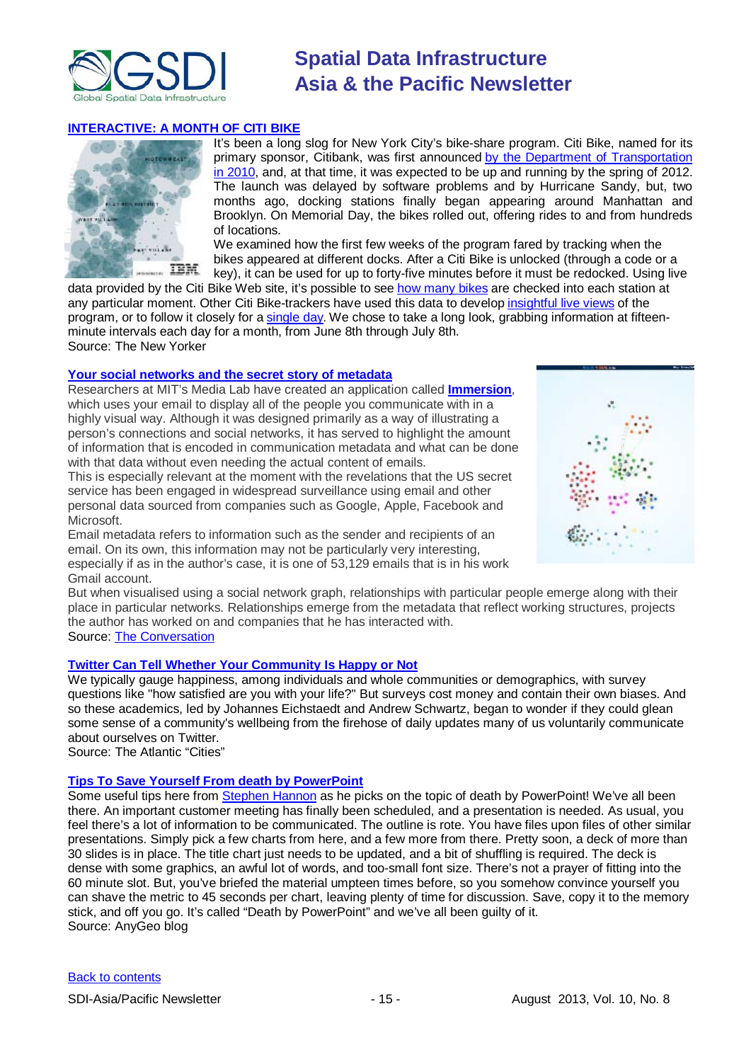### [INTERACTIVE: A MONTH OF CITI BIKE]

It's been a long slog for New York City's bike-share program. Citi Bike, named for its primary sponsor, Citibank, was first announced by the Department of Transportation in 2010, and, at that time, it was expected to be up and running by the spring of 2012. The launch was delayed by software problems and by Hurricane Sandy, but, two months ago, docking stations finally began appearing around Manhattan and Brooklyn. On Memorial Day, the bikes rolled out, offering rides to and from hundreds of locations.

We examined how the first few weeks of the program fared by tracking when the bikes appeared at different docks. After a Citi Bike is unlocked (through a code or a key), it can be used for up to forty-five minutes before it must be redocked. Using live data provided by the Citi Bike Web site, it's possible to see how many bikes are checked into each station at any particular moment. Other Citi Bike-trackers have used this data to develop insightful live views of the program, or to follow it closely for a single day. We chose to take a long look, grabbing information at fifteen-minute intervals each day for a month, from June 8th through July 8th.

Source: The New Yorker

### Your social networks and the secret story of metadata

Researchers at MIT's Media Lab have created an application called **Immersion**, which uses your email to display all of the people you communicate with in a highly visual way. Although it was designed primarily as a way of illustrating a person's connections and social networks, it has served to highlight the amount of information that is encoded in communication metadata and what can be done with that data without even needing the actual content of emails.

This is especially relevant at the moment with the revelations that the US secret service has been engaged in widespread surveillance using email and other personal data sourced from companies such as Google, Apple, Facebook and Microsoft.

Email metadata refers to information such as the sender and recipients of an email. On its own, this information may not be particularly very interesting, especially if as in the author's case, it is one of 53,129 emails that is in his work Gmail account.

But when visualised using a social network graph, relationships with particular people emerge along with their place in particular networks. Relationships emerge from the metadata that reflect working structures, projects the author has worked on and companies that he has interacted with.

Source: The Conversation

### Twitter Can Tell Whether Your Community Is Happy or Not

We typically gauge happiness, among individuals and whole communities or demographics, with survey questions like "how satisfied are you with your life?" But surveys cost money and contain their own biases. And so these academics, led by Johannes Eichstaedt and Andrew Schwartz, began to wonder if they could glean some sense of a community's wellbeing from the firehose of daily updates many of us voluntarily communicate about ourselves on Twitter.

Source: The Atlantic "Cities"

### Tips To Save Yourself From death by PowerPoint

Some useful tips here from Stephen Hannon as he picks on the topic of death by PowerPoint! We've all been there. An important customer meeting has finally been scheduled, and a presentation is needed. As usual, you feel there's a lot of information to be communicated. The outline is rote. You have files upon files of other similar presentations. Simply pick a few charts from here, and a few more from there. Pretty soon, a deck of more than 30 slides is in place. The title chart just needs to be updated, and a bit of shuffling is required. The deck is dense with some graphics, an awful lot of words, and too-small font size. There's not a prayer of fitting into the 60 minute slot. But, you've briefed the material umpteen times before, so you somehow convince yourself you can shave the metric to 45 seconds per chart, leaving plenty of time for discussion. Save, copy it to the memory stick, and off you go. It's called "Death by PowerPoint" and we've all been guilty of it.

Source: AnyGeo blog

Back to contents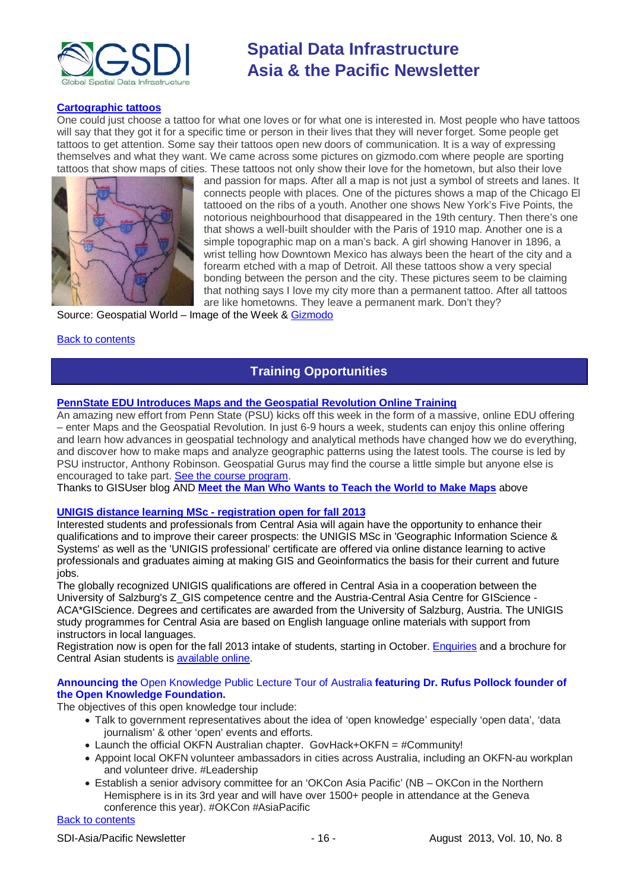**Cartographic tattoos**

One could just choose a tattoo for what one loves or for what one is interested in. Most people who have tattoos will say that they got it for a specific time or person in their lives that they will never forget. Some people get tattoos to get attention. Some say their tattoos open new doors of communication. It is a way of expressing themselves and what they want. We came across some pictures on gizmodo.com where people are sporting tattoos that show maps of cities. These tattoos not only show their love for the hometown, but also their love and passion for maps. After all a map is not just a symbol of streets and lanes. It connects people with places. One of the pictures shows a map of the Chicago El tattooed on the ribs of a youth. Another one shows New York's Five Points, the notorious neighbourhood that disappeared in the 19th century. Then there's one that shows a well-built shoulder with the Paris of 1910 map. Another one is a simple topographic map on a man's back. A girl showing Hanover in 1896, a wrist telling how Downtown Mexico has always been the heart of the city and a forearm etched with a map of Detroit. All these tattoos show a very special bonding between the person and the city. These pictures seem to be claiming that nothing says I love my city more than a permanent tattoo. After all tattoos are like hometowns. They leave a permanent mark. Don't they?

Source: Geospatial World – Image of the Week & Gizmodo

Back to contents

## Training Opportunities

**PennState EDU Introduces Maps and the Geospatial Revolution Online Training**

An amazing new effort from Penn State (PSU) kicks off this week in the form of a massive, online EDU offering – enter Maps and the Geospatial Revolution. In just 6-9 hours a week, students can enjoy this online offering and learn how advances in geospatial technology and analytical methods have changed how we do everything, and discover how to make maps and analyze geographic patterns using the latest tools. The course is led by PSU instructor, Anthony Robinson. Geospatial Gurus may find the course a little simple but anyone else is encouraged to take part. See the course program.

Thanks to GISUser blog AND **Meet the Man Who Wants to Teach the World to Make Maps** above

**UNIGIS distance learning MSc - registration open for fall 2013**

Interested students and professionals from Central Asia will again have the opportunity to enhance their qualifications and to improve their career prospects: the UNIGIS MSc in 'Geographic Information Science & Systems' as well as the 'UNIGIS professional' certificate are offered via online distance learning to active professionals and graduates aiming at making GIS and Geoinformatics the basis for their current and future jobs.

The globally recognized UNIGIS qualifications are offered in Central Asia in a cooperation between the University of Salzburg's Z_GIS competence centre and the Austria-Central Asia Centre for GIScience - ACA*GIScience. Degrees and certificates are awarded from the University of Salzburg, Austria. The UNIGIS study programmes for Central Asia are based on English language online materials with support from instructors in local languages.

Registration now is open for the fall 2013 intake of students, starting in October. Enquiries and a brochure for Central Asian students is available online.

**Announcing the** Open Knowledge Public Lecture Tour of Australia **featuring Dr. Rufus Pollock founder of the Open Knowledge Foundation.**

The objectives of this open knowledge tour include:

- Talk to government representatives about the idea of 'open knowledge' especially 'open data', 'data journalism' & other 'open' events and efforts.
- Launch the official OKFN Australian chapter. GovHack+OKFN = #Community!
- Appoint local OKFN volunteer ambassadors in cities across Australia, including an OKFN-au workplan and volunteer drive. #Leadership
- Establish a senior advisory committee for an 'OKCon Asia Pacific' (NB – OKCon in the Northern Hemisphere is in its 3rd year and will have over 1500+ people in attendance at the Geneva conference this year). #OKCon #AsiaPacific

Back to contents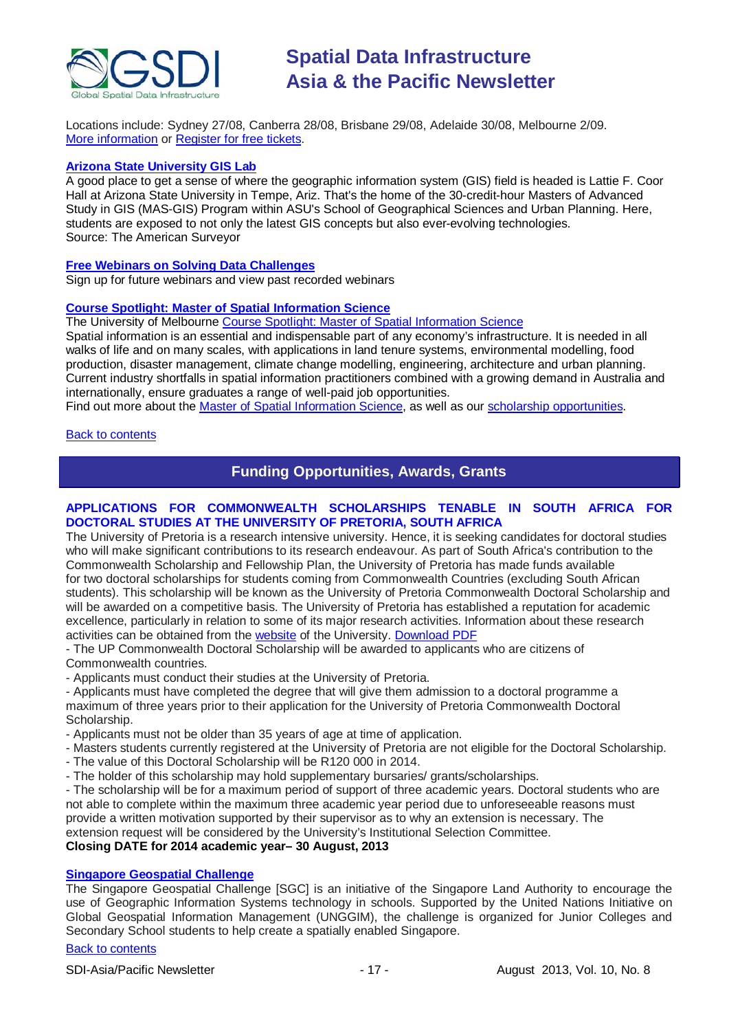Locations include: Sydney 27/08, Canberra 28/08, Brisbane 29/08, Adelaide 30/08, Melbourne 2/09.
More information or Register for free tickets.

**Arizona State University GIS Lab**

A good place to get a sense of where the geographic information system (GIS) field is headed is Lattie F. Coor Hall at Arizona State University in Tempe, Ariz. That's the home of the 30-credit-hour Masters of Advanced Study in GIS (MAS-GIS) Program within ASU's School of Geographical Sciences and Urban Planning. Here, students are exposed to not only the latest GIS concepts but also ever-evolving technologies.
Source: The American Surveyor

**Free Webinars on Solving Data Challenges**

Sign up for future webinars and view past recorded webinars

**Course Spotlight: Master of Spatial Information Science**

The University of Melbourne Course Spotlight: Master of Spatial Information Science
Spatial information is an essential and indispensable part of any economy's infrastructure. It is needed in all walks of life and on many scales, with applications in land tenure systems, environmental modelling, food production, disaster management, climate change modelling, engineering, architecture and urban planning. Current industry shortfalls in spatial information practitioners combined with a growing demand in Australia and internationally, ensure graduates a range of well-paid job opportunities.
Find out more about the Master of Spatial Information Science, as well as our scholarship opportunities.

Back to contents

## Funding Opportunities, Awards, Grants

**APPLICATIONS FOR COMMONWEALTH SCHOLARSHIPS TENABLE IN SOUTH AFRICA FOR DOCTORAL STUDIES AT THE UNIVERSITY OF PRETORIA, SOUTH AFRICA**

The University of Pretoria is a research intensive university. Hence, it is seeking candidates for doctoral studies who will make significant contributions to its research endeavour. As part of South Africa's contribution to the Commonwealth Scholarship and Fellowship Plan, the University of Pretoria has made funds available for two doctoral scholarships for students coming from Commonwealth Countries (excluding South African students). This scholarship will be known as the University of Pretoria Commonwealth Doctoral Scholarship and will be awarded on a competitive basis. The University of Pretoria has established a reputation for academic excellence, particularly in relation to some of its major research activities. Information about these research activities can be obtained from the website of the University. Download PDF

- The UP Commonwealth Doctoral Scholarship will be awarded to applicants who are citizens of Commonwealth countries.
- Applicants must conduct their studies at the University of Pretoria.
- Applicants must have completed the degree that will give them admission to a doctoral programme a maximum of three years prior to their application for the University of Pretoria Commonwealth Doctoral Scholarship.
- Applicants must not be older than 35 years of age at time of application.
- Masters students currently registered at the University of Pretoria are not eligible for the Doctoral Scholarship.
- The value of this Doctoral Scholarship will be R120 000 in 2014.
- The holder of this scholarship may hold supplementary bursaries/ grants/scholarships.
- The scholarship will be for a maximum period of support of three academic years. Doctoral students who are not able to complete within the maximum three academic year period due to unforeseeable reasons must provide a written motivation supported by their supervisor as to why an extension is necessary. The extension request will be considered by the University's Institutional Selection Committee.

**Closing DATE for 2014 academic year– 30 August, 2013**

**Singapore Geospatial Challenge**

The Singapore Geospatial Challenge [SGC] is an initiative of the Singapore Land Authority to encourage the use of Geographic Information Systems technology in schools. Supported by the United Nations Initiative on Global Geospatial Information Management (UNGGIM), the challenge is organized for Junior Colleges and Secondary School students to help create a spatially enabled Singapore.

Back to contents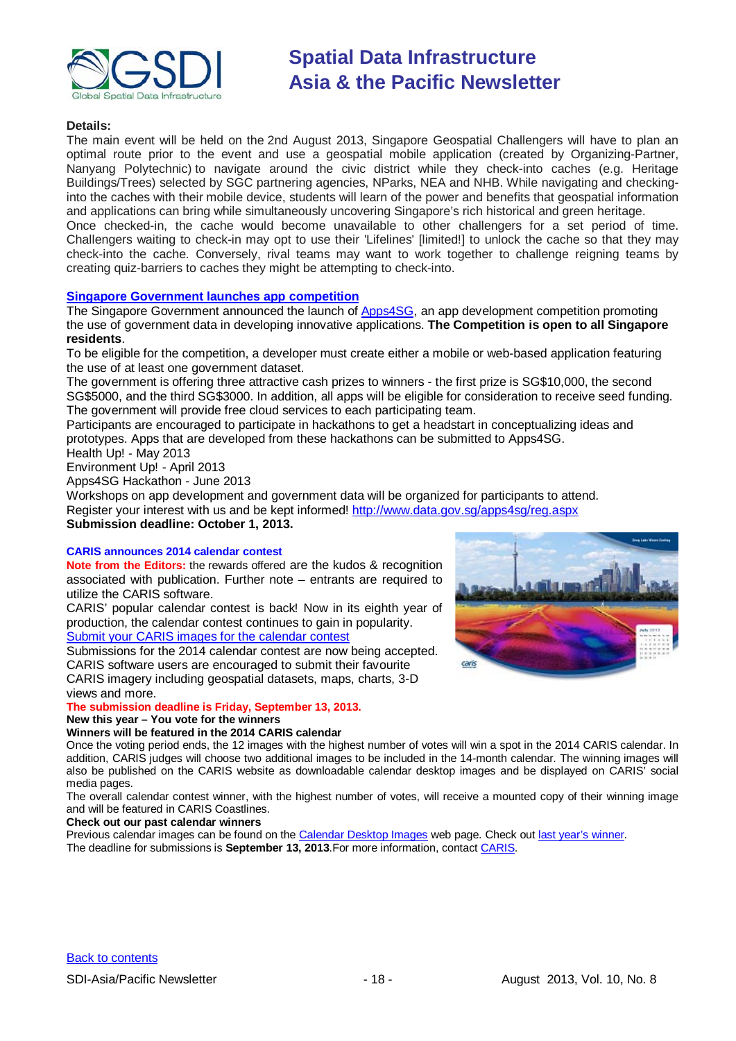**Details:**

The main event will be held on the 2nd August 2013, Singapore Geospatial Challengers will have to plan an optimal route prior to the event and use a geospatial mobile application (created by Organizing-Partner, Nanyang Polytechnic) to navigate around the civic district while they check-into caches (e.g. Heritage Buildings/Trees) selected by SGC partnering agencies, NParks, NEA and NHB. While navigating and checking-into the caches with their mobile device, students will learn of the power and benefits that geospatial information and applications can bring while simultaneously uncovering Singapore's rich historical and green heritage.

Once checked-in, the cache would become unavailable to other challengers for a set period of time. Challengers waiting to check-in may opt to use their 'Lifelines' [limited!] to unlock the cache so that they may check-into the cache. Conversely, rival teams may want to work together to challenge reigning teams by creating quiz-barriers to caches they might be attempting to check-into.

### Singapore Government launches app competition

The Singapore Government announced the launch of Apps4SG, an app development competition promoting the use of government data in developing innovative applications. **The Competition is open to all Singapore residents**.

To be eligible for the competition, a developer must create either a mobile or web-based application featuring the use of at least one government dataset.

The government is offering three attractive cash prizes to winners - the first prize is SG$10,000, the second SG$5000, and the third SG$3000. In addition, all apps will be eligible for consideration to receive seed funding. The government will provide free cloud services to each participating team.

Participants are encouraged to participate in hackathons to get a headstart in conceptualizing ideas and prototypes. Apps that are developed from these hackathons can be submitted to Apps4SG.

Health Up! - May 2013
Environment Up! - April 2013
Apps4SG Hackathon - June 2013

Workshops on app development and government data will be organized for participants to attend.

Register your interest with us and be kept informed! http://www.data.gov.sg/apps4sg/reg.aspx

**Submission deadline: October 1, 2013.**

### CARIS announces 2014 calendar contest

**Note from the Editors:** the rewards offered are the kudos & recognition associated with publication. Further note – entrants are required to utilize the CARIS software.

CARIS' popular calendar contest is back! Now in its eighth year of production, the calendar contest continues to gain in popularity.

Submit your CARIS images for the calendar contest

Submissions for the 2014 calendar contest are now being accepted. CARIS software users are encouraged to submit their favourite CARIS imagery including geospatial datasets, maps, charts, 3-D views and more.

**The submission deadline is Friday, September 13, 2013.**

**New this year – You vote for the winners**

**Winners will be featured in the 2014 CARIS calendar**

Once the voting period ends, the 12 images with the highest number of votes will win a spot in the 2014 CARIS calendar. In addition, CARIS judges will choose two additional images to be included in the 14-month calendar. The winning images will also be published on the CARIS website as downloadable calendar desktop images and be displayed on CARIS' social media pages.

The overall calendar contest winner, with the highest number of votes, will receive a mounted copy of their winning image and will be featured in CARIS Coastlines.

**Check out our past calendar winners**

Previous calendar images can be found on the Calendar Desktop Images web page. Check out last year's winner.

The deadline for submissions is **September 13, 2013**.For more information, contact CARIS.

Back to contents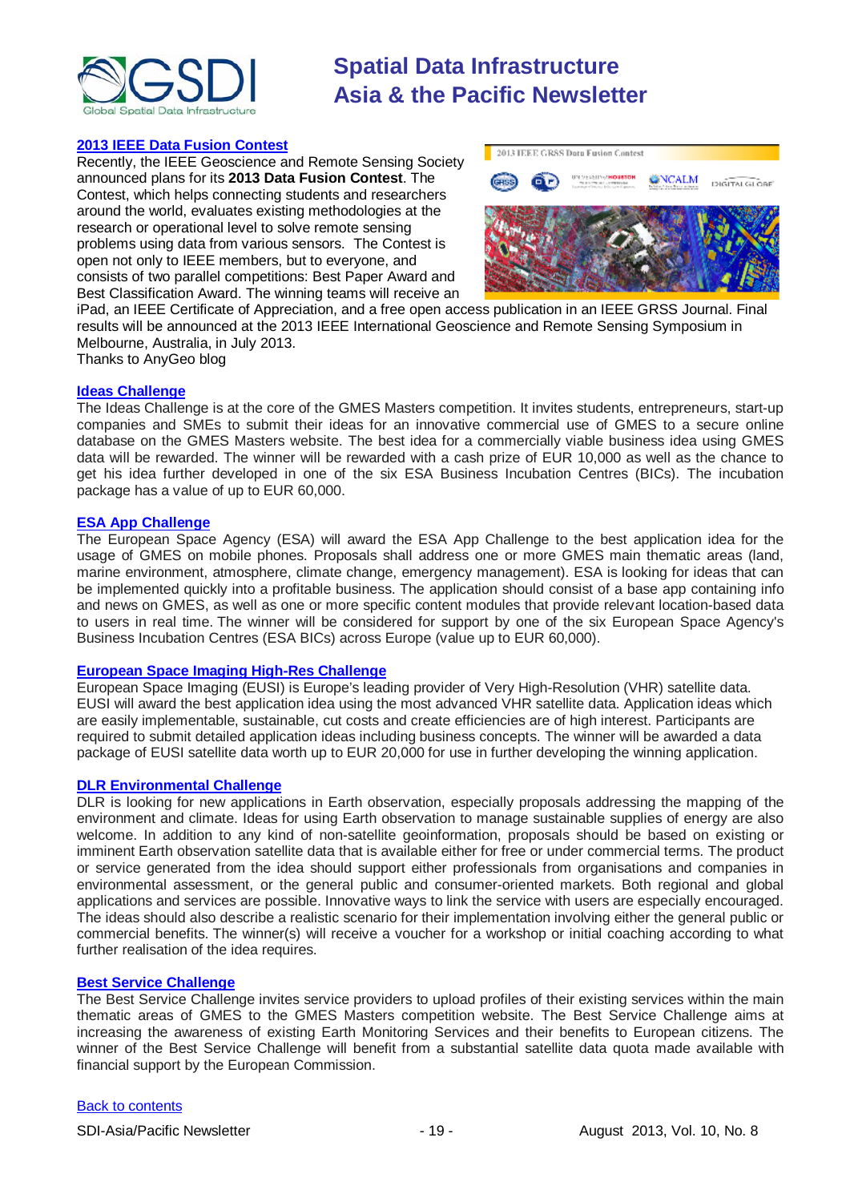## [2013 IEEE Data Fusion Contest]

Recently, the IEEE Geoscience and Remote Sensing Society announced plans for its **2013 Data Fusion Contest**. The Contest, which helps connecting students and researchers around the world, evaluates existing methodologies at the research or operational level to solve remote sensing problems using data from various sensors. The Contest is open not only to IEEE members, but to everyone, and consists of two parallel competitions: Best Paper Award and Best Classification Award. The winning teams will receive an iPad, an IEEE Certificate of Appreciation, and a free open access publication in an IEEE GRSS Journal. Final results will be announced at the 2013 IEEE International Geoscience and Remote Sensing Symposium in Melbourne, Australia, in July 2013.

Thanks to AnyGeo blog

## Ideas Challenge

The Ideas Challenge is at the core of the GMES Masters competition. It invites students, entrepreneurs, start-up companies and SMEs to submit their ideas for an innovative commercial use of GMES to a secure online database on the GMES Masters website. The best idea for a commercially viable business idea using GMES data will be rewarded. The winner will be rewarded with a cash prize of EUR 10,000 as well as the chance to get his idea further developed in one of the six ESA Business Incubation Centres (BICs). The incubation package has a value of up to EUR 60,000.

## ESA App Challenge

The European Space Agency (ESA) will award the ESA App Challenge to the best application idea for the usage of GMES on mobile phones. Proposals shall address one or more GMES main thematic areas (land, marine environment, atmosphere, climate change, emergency management). ESA is looking for ideas that can be implemented quickly into a profitable business. The application should consist of a base app containing info and news on GMES, as well as one or more specific content modules that provide relevant location-based data to users in real time. The winner will be considered for support by one of the six European Space Agency's Business Incubation Centres (ESA BICs) across Europe (value up to EUR 60,000).

## European Space Imaging High-Res Challenge

European Space Imaging (EUSI) is Europe's leading provider of Very High-Resolution (VHR) satellite data. EUSI will award the best application idea using the most advanced VHR satellite data. Application ideas which are easily implementable, sustainable, cut costs and create efficiencies are of high interest. Participants are required to submit detailed application ideas including business concepts. The winner will be awarded a data package of EUSI satellite data worth up to EUR 20,000 for use in further developing the winning application.

## DLR Environmental Challenge

DLR is looking for new applications in Earth observation, especially proposals addressing the mapping of the environment and climate. Ideas for using Earth observation to manage sustainable supplies of energy are also welcome. In addition to any kind of non-satellite geoinformation, proposals should be based on existing or imminent Earth observation satellite data that is available either for free or under commercial terms. The product or service generated from the idea should support either professionals from organisations and companies in environmental assessment, or the general public and consumer-oriented markets. Both regional and global applications and services are possible. Innovative ways to link the service with users are especially encouraged. The ideas should also describe a realistic scenario for their implementation involving either the general public or commercial benefits. The winner(s) will receive a voucher for a workshop or initial coaching according to what further realisation of the idea requires.

## Best Service Challenge

The Best Service Challenge invites service providers to upload profiles of their existing services within the main thematic areas of GMES to the GMES Masters competition website. The Best Service Challenge aims at increasing the awareness of existing Earth Monitoring Services and their benefits to European citizens. The winner of the Best Service Challenge will benefit from a substantial satellite data quota made available with financial support by the European Commission.

Back to contents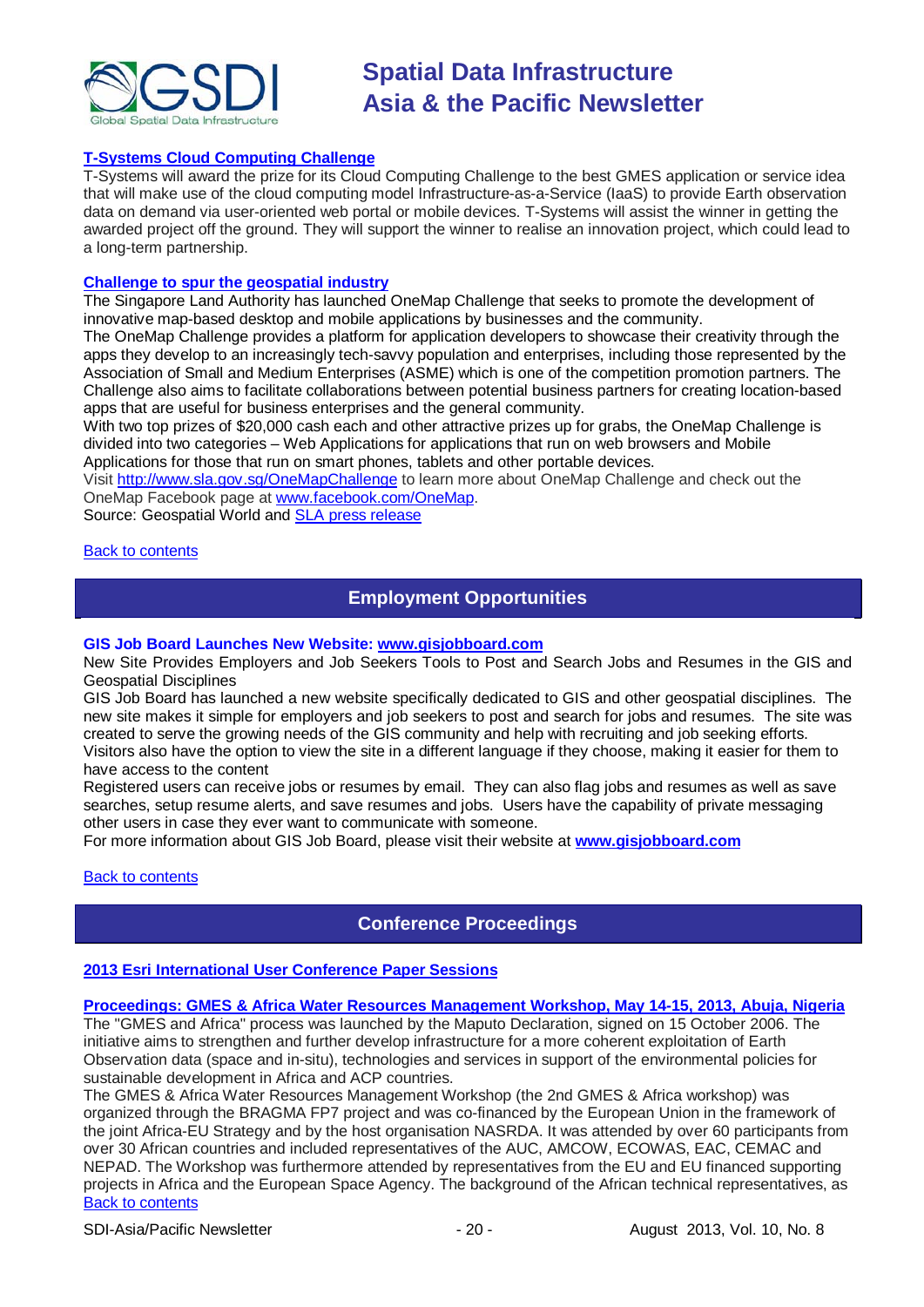### [T-Systems Cloud Computing Challenge]

T-Systems will award the prize for its Cloud Computing Challenge to the best GMES application or service idea that will make use of the cloud computing model Infrastructure-as-a-Service (IaaS) to provide Earth observation data on demand via user-oriented web portal or mobile devices. T-Systems will assist the winner in getting the awarded project off the ground. They will support the winner to realise an innovation project, which could lead to a long-term partnership.

### [Challenge to spur the geospatial industry]

The Singapore Land Authority has launched OneMap Challenge that seeks to promote the development of innovative map-based desktop and mobile applications by businesses and the community.

The OneMap Challenge provides a platform for application developers to showcase their creativity through the apps they develop to an increasingly tech-savvy population and enterprises, including those represented by the Association of Small and Medium Enterprises (ASME) which is one of the competition promotion partners. The Challenge also aims to facilitate collaborations between potential business partners for creating location-based apps that are useful for business enterprises and the general community.

With two top prizes of $20,000 cash each and other attractive prizes up for grabs, the OneMap Challenge is divided into two categories – Web Applications for applications that run on web browsers and Mobile Applications for those that run on smart phones, tablets and other portable devices.

Visit http://www.sla.gov.sg/OneMapChallenge to learn more about OneMap Challenge and check out the OneMap Facebook page at www.facebook.com/OneMap.

Source: Geospatial World and SLA press release

Back to contents

## Employment Opportunities

### GIS Job Board Launches New Website: www.gisjobboard.com

New Site Provides Employers and Job Seekers Tools to Post and Search Jobs and Resumes in the GIS and Geospatial Disciplines

GIS Job Board has launched a new website specifically dedicated to GIS and other geospatial disciplines. The new site makes it simple for employers and job seekers to post and search for jobs and resumes. The site was created to serve the growing needs of the GIS community and help with recruiting and job seeking efforts.

Visitors also have the option to view the site in a different language if they choose, making it easier for them to have access to the content

Registered users can receive jobs or resumes by email. They can also flag jobs and resumes as well as save searches, setup resume alerts, and save resumes and jobs. Users have the capability of private messaging other users in case they ever want to communicate with someone.

For more information about GIS Job Board, please visit their website at **www.gisjobboard.com**

Back to contents

## Conference Proceedings

### [2013 Esri International User Conference Paper Sessions]

### [Proceedings: GMES & Africa Water Resources Management Workshop, May 14-15, 2013, Abuja, Nigeria]

The "GMES and Africa" process was launched by the Maputo Declaration, signed on 15 October 2006. The initiative aims to strengthen and further develop infrastructure for a more coherent exploitation of Earth Observation data (space and in-situ), technologies and services in support of the environmental policies for sustainable development in Africa and ACP countries.

The GMES & Africa Water Resources Management Workshop (the 2nd GMES & Africa workshop) was organized through the BRAGMA FP7 project and was co-financed by the European Union in the framework of the joint Africa-EU Strategy and by the host organisation NASRDA. It was attended by over 60 participants from over 30 African countries and included representatives of the AUC, AMCOW, ECOWAS, EAC, CEMAC and NEPAD. The Workshop was furthermore attended by representatives from the EU and EU financed supporting projects in Africa and the European Space Agency. The background of the African technical representatives, as

Back to contents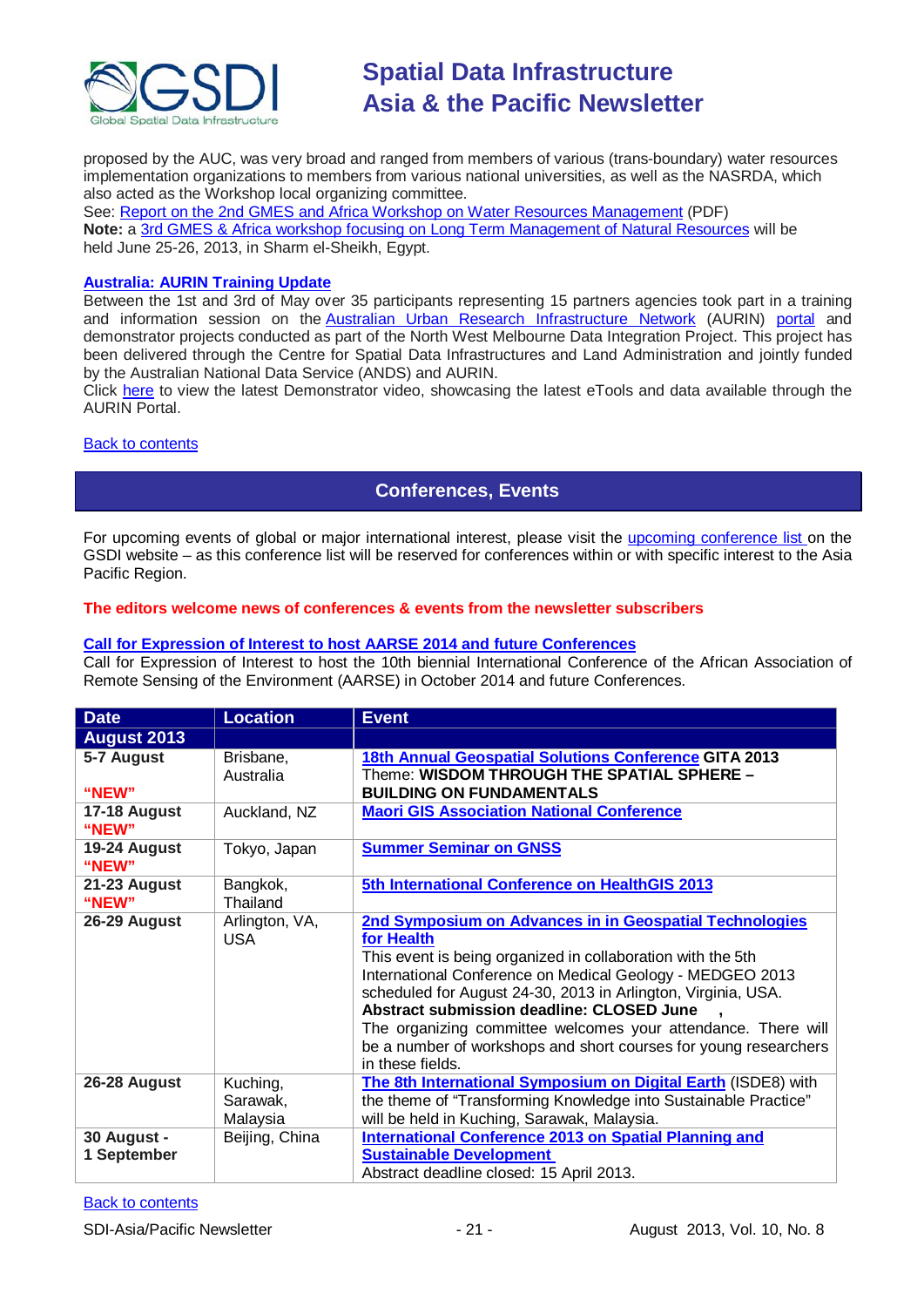proposed by the AUC, was very broad and ranged from members of various (trans-boundary) water resources implementation organizations to members from various national universities, as well as the NASRDA, which also acted as the Workshop local organizing committee.
See: Report on the 2nd GMES and Africa Workshop on Water Resources Management (PDF)
**Note:** a 3rd GMES & Africa workshop focusing on Long Term Management of Natural Resources will be held June 25-26, 2013, in Sharm el-Sheikh, Egypt.

### Australia: AURIN Training Update

Between the 1st and 3rd of May over 35 participants representing 15 partners agencies took part in a training and information session on the Australian Urban Research Infrastructure Network (AURIN) portal and demonstrator projects conducted as part of the North West Melbourne Data Integration Project. This project has been delivered through the Centre for Spatial Data Infrastructures and Land Administration and jointly funded by the Australian National Data Service (ANDS) and AURIN.
Click here to view the latest Demonstrator video, showcasing the latest eTools and data available through the AURIN Portal.

Back to contents

## Conferences, Events

For upcoming events of global or major international interest, please visit the upcoming conference list on the GSDI website – as this conference list will be reserved for conferences within or with specific interest to the Asia Pacific Region.

**The editors welcome news of conferences & events from the newsletter subscribers**

### Call for Expression of Interest to host AARSE 2014 and future Conferences

Call for Expression of Interest to host the 10th biennial International Conference of the African Association of Remote Sensing of the Environment (AARSE) in October 2014 and future Conferences.

| Date | Location | Event |
|---|---|---|
| **August 2013** | | |
| **5-7 August** **"NEW"** | Brisbane, Australia | **18th Annual Geospatial Solutions Conference GITA 2013** Theme: **WISDOM THROUGH THE SPATIAL SPHERE – BUILDING ON FUNDAMENTALS** |
| **17-18 August** **"NEW"** | Auckland, NZ | **Maori GIS Association National Conference** |
| **19-24 August** **"NEW"** | Tokyo, Japan | **Summer Seminar on GNSS** |
| **21-23 August** **"NEW"** | Bangkok, Thailand | **5th International Conference on HealthGIS 2013** |
| **26-29 August** | Arlington, VA, USA | **2nd Symposium on Advances in in Geospatial Technologies for Health** This event is being organized in collaboration with the 5th International Conference on Medical Geology - MEDGEO 2013 scheduled for August 24-30, 2013 in Arlington, Virginia, USA. **Abstract submission deadline: CLOSED June ,** The organizing committee welcomes your attendance. There will be a number of workshops and short courses for young researchers in these fields. |
| **26-28 August** | Kuching, Sarawak, Malaysia | **The 8th International Symposium on Digital Earth** (ISDE8) with the theme of "Transforming Knowledge into Sustainable Practice" will be held in Kuching, Sarawak, Malaysia. |
| **30 August - 1 September** | Beijing, China | **International Conference 2013 on Spatial Planning and Sustainable Development** Abstract deadline closed: 15 April 2013. |

Back to contents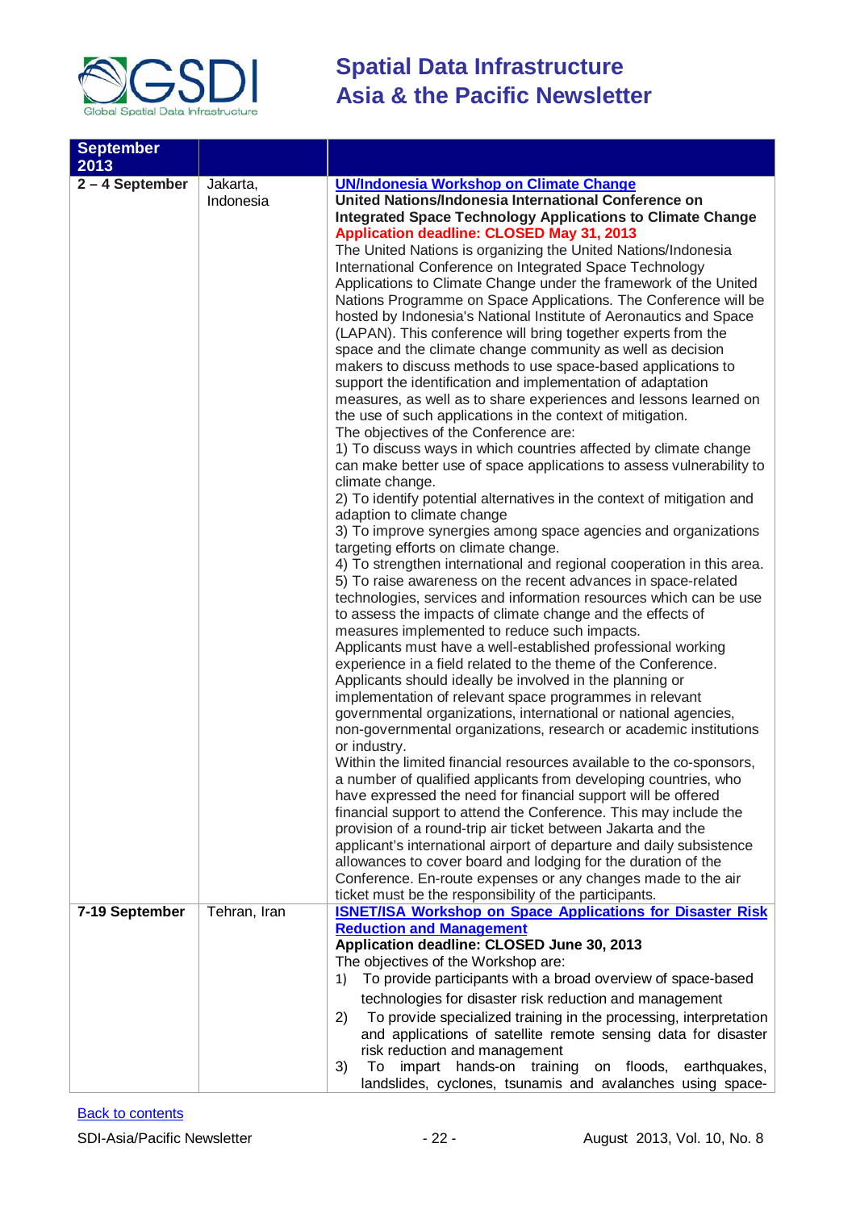| September 2013 | | |
|---|---|---|
| 2 – 4 September | Jakarta, Indonesia | **UN/Indonesia Workshop on Climate Change**<br>**United Nations/Indonesia International Conference on Integrated Space Technology Applications to Climate Change**<br>**Application deadline: CLOSED May 31, 2013**<br>The United Nations is organizing the United Nations/Indonesia International Conference on Integrated Space Technology Applications to Climate Change under the framework of the United Nations Programme on Space Applications. The Conference will be hosted by Indonesia's National Institute of Aeronautics and Space (LAPAN). This conference will bring together experts from the space and the climate change community as well as decision makers to discuss methods to use space-based applications to support the identification and implementation of adaptation measures, as well as to share experiences and lessons learned on the use of such applications in the context of mitigation.<br>The objectives of the Conference are:<br>1) To discuss ways in which countries affected by climate change can make better use of space applications to assess vulnerability to climate change.<br>2) To identify potential alternatives in the context of mitigation and adaption to climate change<br>3) To improve synergies among space agencies and organizations targeting efforts on climate change.<br>4) To strengthen international and regional cooperation in this area.<br>5) To raise awareness on the recent advances in space-related technologies, services and information resources which can be use to assess the impacts of climate change and the effects of measures implemented to reduce such impacts.<br>Applicants must have a well-established professional working experience in a field related to the theme of the Conference. Applicants should ideally be involved in the planning or implementation of relevant space programmes in relevant governmental organizations, international or national agencies, non-governmental organizations, research or academic institutions or industry.<br>Within the limited financial resources available to the co-sponsors, a number of qualified applicants from developing countries, who have expressed the need for financial support will be offered financial support to attend the Conference. This may include the provision of a round-trip air ticket between Jakarta and the applicant's international airport of departure and daily subsistence allowances to cover board and lodging for the duration of the Conference. En-route expenses or any changes made to the air ticket must be the responsibility of the participants. |
| 7-19 September | Tehran, Iran | **ISNET/ISA Workshop on Space Applications for Disaster Risk Reduction and Management**<br>**Application deadline: CLOSED June 30, 2013**<br>The objectives of the Workshop are:<br>1) To provide participants with a broad overview of space-based technologies for disaster risk reduction and management<br>2) To provide specialized training in the processing, interpretation and applications of satellite remote sensing data for disaster risk reduction and management<br>3) To impart hands-on training on floods, earthquakes, landslides, cyclones, tsunamis and avalanches using space- |

Back to contents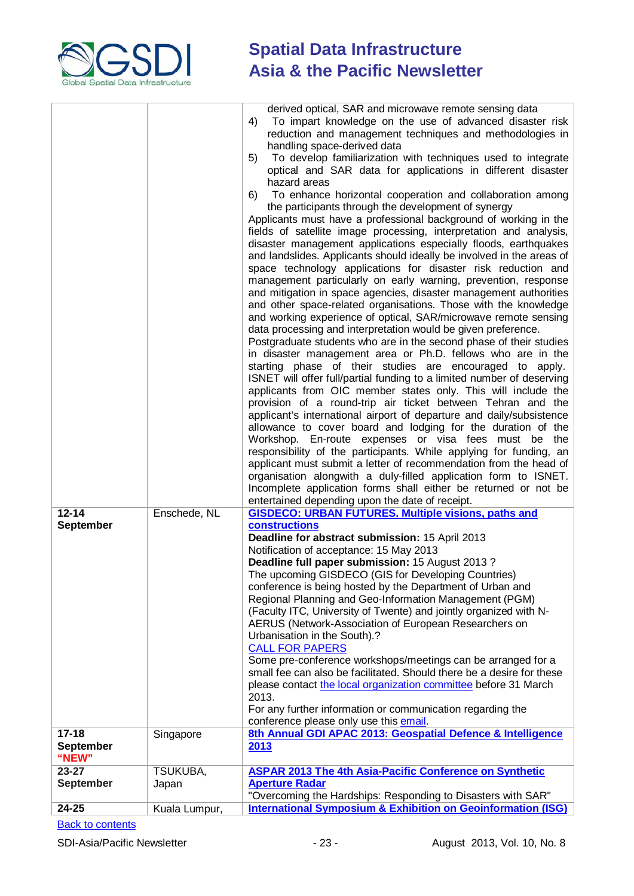| | | |
|---|---|---|
| | | derived optical, SAR and microwave remote sensing data<br>4) To impart knowledge on the use of advanced disaster risk reduction and management techniques and methodologies in handling space-derived data<br>5) To develop familiarization with techniques used to integrate optical and SAR data for applications in different disaster hazard areas<br>6) To enhance horizontal cooperation and collaboration among the participants through the development of synergy<br>Applicants must have a professional background of working in the fields of satellite image processing, interpretation and analysis, disaster management applications especially floods, earthquakes and landslides. Applicants should ideally be involved in the areas of space technology applications for disaster risk reduction and management particularly on early warning, prevention, response and mitigation in space agencies, disaster management authorities and other space-related organisations. Those with the knowledge and working experience of optical, SAR/microwave remote sensing data processing and interpretation would be given preference.<br>Postgraduate students who are in the second phase of their studies in disaster management area or Ph.D. fellows who are in the starting phase of their studies are encouraged to apply.<br>ISNET will offer full/partial funding to a limited number of deserving applicants from OIC member states only. This will include the provision of a round-trip air ticket between Tehran and the applicant's international airport of departure and daily/subsistence allowance to cover board and lodging for the duration of the Workshop. En-route expenses or visa fees must be the responsibility of the participants. While applying for funding, an applicant must submit a letter of recommendation from the head of organisation alongwith a duly-filled application form to ISNET. Incomplete application forms shall either be returned or not be entertained depending upon the date of receipt. |
| **12-14 September** | Enschede, NL | **GISDECO: URBAN FUTURES. Multiple visions, paths and constructions**<br>**Deadline for abstract submission:** 15 April 2013<br>Notification of acceptance: 15 May 2013<br>**Deadline full paper submission:** 15 August 2013 ?<br>The upcoming GISDECO (GIS for Developing Countries) conference is being hosted by the Department of Urban and Regional Planning and Geo-Information Management (PGM) (Faculty ITC, University of Twente) and jointly organized with N-AERUS (Network-Association of European Researchers on Urbanisation in the South).?<br>CALL FOR PAPERS<br>Some pre-conference workshops/meetings can be arranged for a small fee can also be facilitated. Should there be a desire for these please contact the local organization committee before 31 March 2013.<br>For any further information or communication regarding the conference please only use this email. |
| **17-18 September "NEW"** | Singapore | **8th Annual GDI APAC 2013: Geospatial Defence & Intelligence 2013** |
| **23-27 September** | TSUKUBA, Japan | **ASPAR 2013 The 4th Asia-Pacific Conference on Synthetic Aperture Radar**<br>"Overcoming the Hardships: Responding to Disasters with SAR" |
| **24-25** | Kuala Lumpur, | **International Symposium & Exhibition on Geoinformation (ISG)** |

Back to contents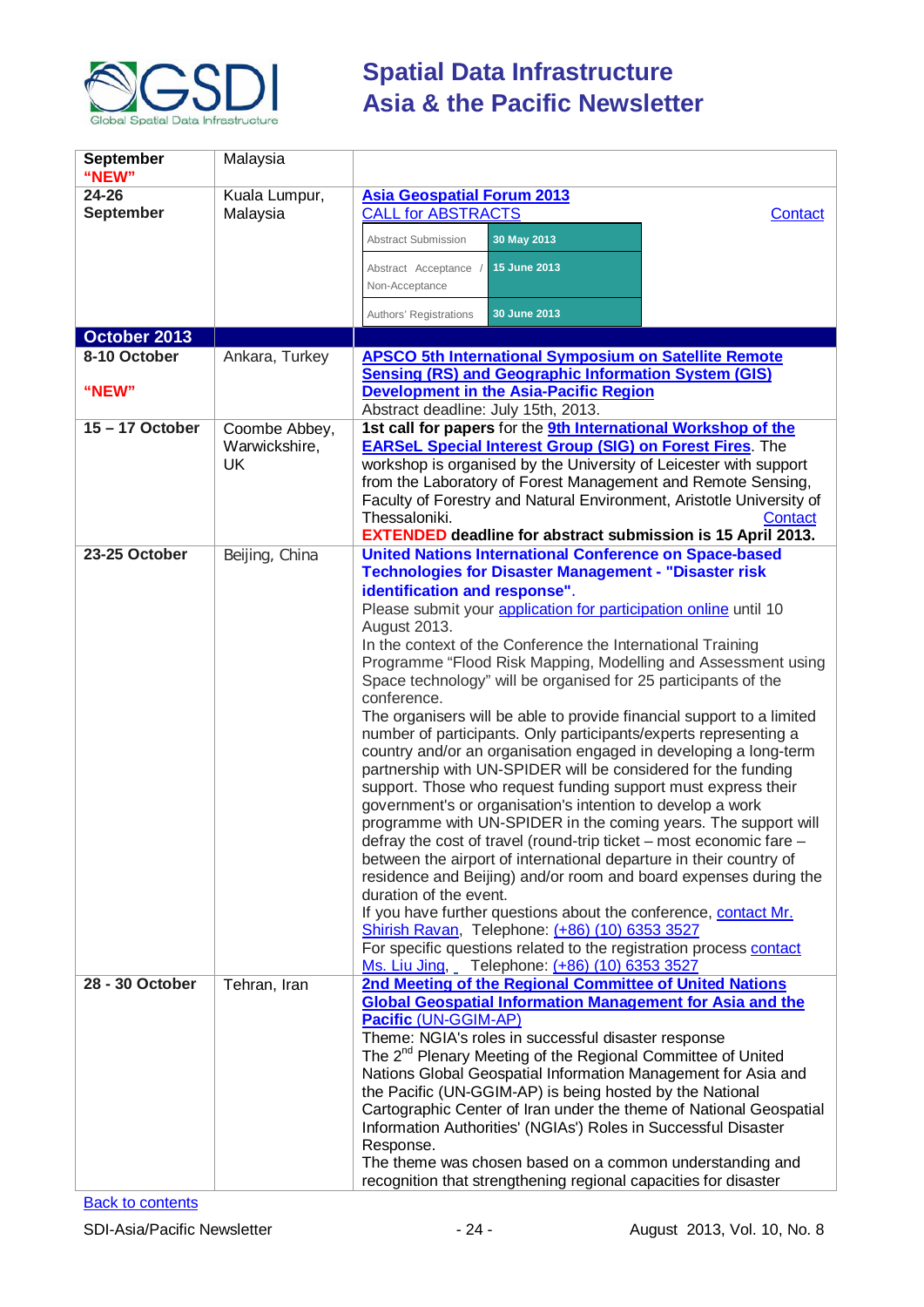| | | |
|---|---|---|
| **September "NEW"** | Malaysia | |
| **24-26 September** | Kuala Lumpur, Malaysia | **Asia Geospatial Forum 2013**<br>CALL for ABSTRACTS Contact<br>Abstract Submission: **30 May 2013**<br>Abstract Acceptance / Non-Acceptance: **15 June 2013**<br>Authors' Registrations: **30 June 2013** |
| **October 2013** | | |
| **8-10 October**<br><br>**"NEW"** | Ankara, Turkey | **APSCO 5th International Symposium on Satellite Remote Sensing (RS) and Geographic Information System (GIS) Development in the Asia-Pacific Region**<br>Abstract deadline: July 15th, 2013. |
| **15 – 17 October** | Coombe Abbey, Warwickshire, UK | **1st call for papers** for the **9th International Workshop of the EARSeL Special Interest Group (SIG) on Forest Fires**. The workshop is organised by the University of Leicester with support from the Laboratory of Forest Management and Remote Sensing, Faculty of Forestry and Natural Environment, Aristotle University of Thessaloniki. Contact<br>**EXTENDED deadline for abstract submission is 15 April 2013.** |
| **23-25 October** | Beijing, China | **United Nations International Conference on Space-based Technologies for Disaster Management - "Disaster risk identification and response".**<br>Please submit your application for participation online until 10 August 2013.<br>In the context of the Conference the International Training Programme "Flood Risk Mapping, Modelling and Assessment using Space technology" will be organised for 25 participants of the conference.<br>The organisers will be able to provide financial support to a limited number of participants. Only participants/experts representing a country and/or an organisation engaged in developing a long-term partnership with UN-SPIDER will be considered for the funding support. Those who request funding support must express their government's or organisation's intention to develop a work programme with UN-SPIDER in the coming years. The support will defray the cost of travel (round-trip ticket – most economic fare – between the airport of international departure in their country of residence and Beijing) and/or room and board expenses during the duration of the event.<br>If you have further questions about the conference, contact Mr. Shirish Ravan, Telephone: (+86) (10) 6353 3527<br>For specific questions related to the registration process contact Ms. Liu Jing, Telephone: (+86) (10) 6353 3527 |
| **28 - 30 October** | Tehran, Iran | **2nd Meeting of the Regional Committee of United Nations Global Geospatial Information Management for Asia and the Pacific** (UN-GGIM-AP)<br>Theme: NGIA's roles in successful disaster response<br>The 2nd Plenary Meeting of the Regional Committee of United Nations Global Geospatial Information Management for Asia and the Pacific (UN-GGIM-AP) is being hosted by the National Cartographic Center of Iran under the theme of National Geospatial Information Authorities' (NGIAs') Roles in Successful Disaster Response.<br>The theme was chosen based on a common understanding and recognition that strengthening regional capacities for disaster |

Back to contents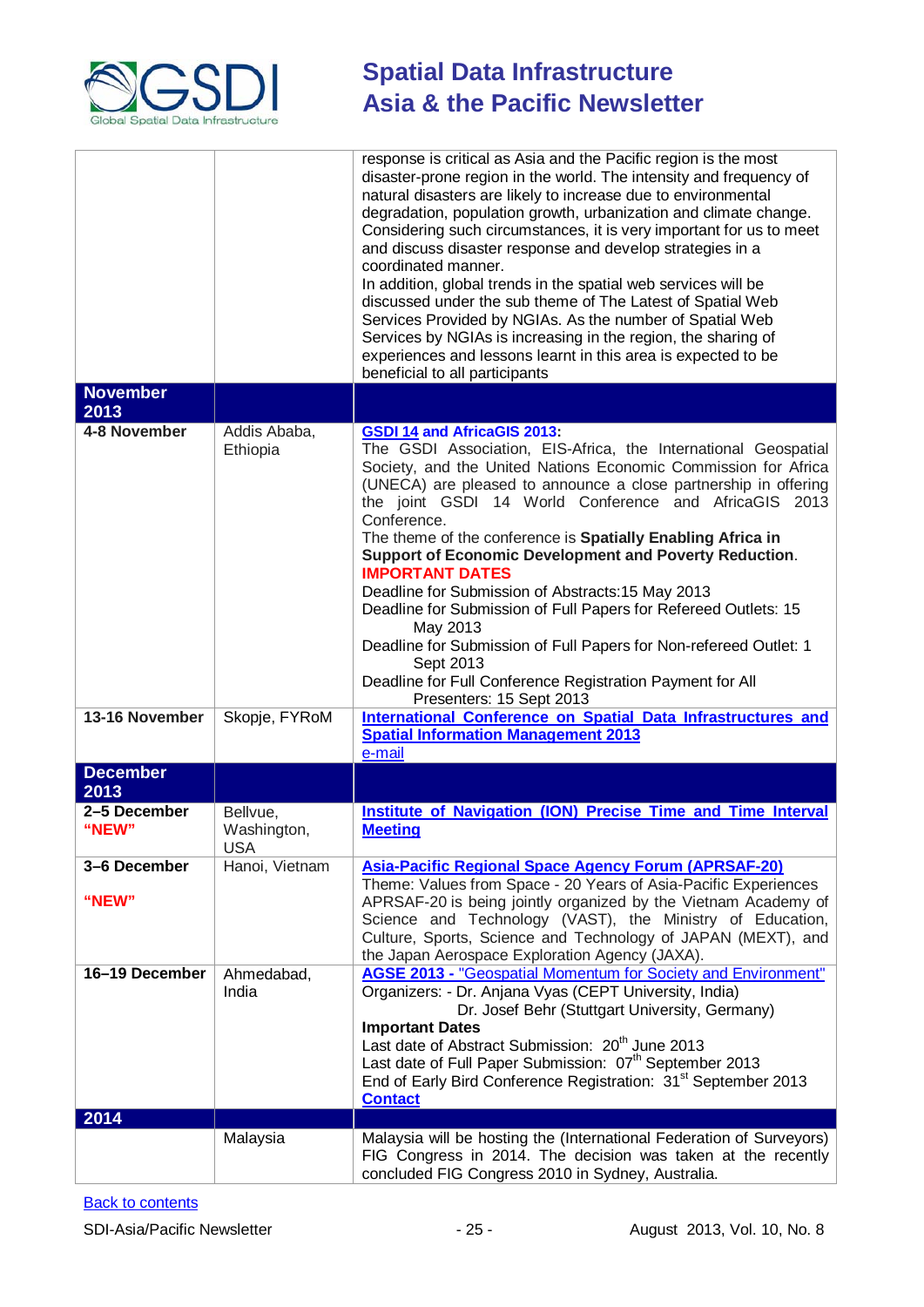| | | |
|---|---|---|
| | | response is critical as Asia and the Pacific region is the most disaster-prone region in the world. The intensity and frequency of natural disasters are likely to increase due to environmental degradation, population growth, urbanization and climate change. Considering such circumstances, it is very important for us to meet and discuss disaster response and develop strategies in a coordinated manner.<br>In addition, global trends in the spatial web services will be discussed under the sub theme of The Latest of Spatial Web Services Provided by NGIAs. As the number of Spatial Web Services by NGIAs is increasing in the region, the sharing of experiences and lessons learnt in this area is expected to be beneficial to all participants |
| **November 2013** | | |
| **4-8 November** | Addis Ababa, Ethiopia | **GSDI 14 and AfricaGIS 2013:**<br>The GSDI Association, EIS-Africa, the International Geospatial Society, and the United Nations Economic Commission for Africa (UNECA) are pleased to announce a close partnership in offering the joint GSDI 14 World Conference and AfricaGIS 2013 Conference.<br>The theme of the conference is **Spatially Enabling Africa in Support of Economic Development and Poverty Reduction**.<br>**IMPORTANT DATES**<br>Deadline for Submission of Abstracts:15 May 2013<br>Deadline for Submission of Full Papers for Refereed Outlets: 15 May 2013<br>Deadline for Submission of Full Papers for Non-refereed Outlet: 1 Sept 2013<br>Deadline for Full Conference Registration Payment for All Presenters: 15 Sept 2013 |
| **13-16 November** | Skopje, FYRoM | **International Conference on Spatial Data Infrastructures and Spatial Information Management 2013**<br>e-mail |
| **December 2013** | | |
| **2–5 December "NEW"** | Bellvue, Washington, USA | **Institute of Navigation (ION) Precise Time and Time Interval Meeting** |
| **3–6 December "NEW"** | Hanoi, Vietnam | **Asia-Pacific Regional Space Agency Forum (APRSAF-20)**<br>Theme: Values from Space - 20 Years of Asia-Pacific Experiences<br>APRSAF-20 is being jointly organized by the Vietnam Academy of Science and Technology (VAST), the Ministry of Education, Culture, Sports, Science and Technology of JAPAN (MEXT), and the Japan Aerospace Exploration Agency (JAXA). |
| **16–19 December** | Ahmedabad, India | **AGSE 2013 - "Geospatial Momentum for Society and Environment"**<br>Organizers: - Dr. Anjana Vyas (CEPT University, India)<br>Dr. Josef Behr (Stuttgart University, Germany)<br>**Important Dates**<br>Last date of Abstract Submission: 20th June 2013<br>Last date of Full Paper Submission: 07th September 2013<br>End of Early Bird Conference Registration: 31st September 2013<br>**Contact** |
| **2014** | | |
| | Malaysia | Malaysia will be hosting the (International Federation of Surveyors) FIG Congress in 2014. The decision was taken at the recently concluded FIG Congress 2010 in Sydney, Australia. |

Back to contents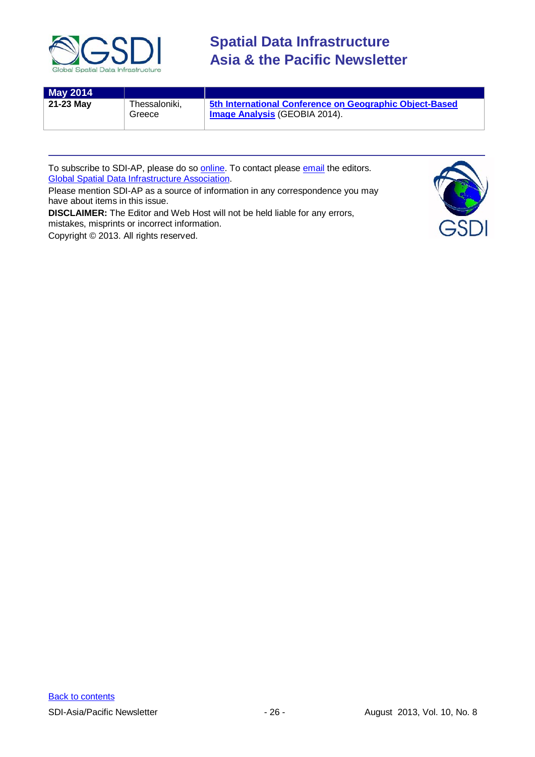| May 2014 | | |
| --- | --- | --- |
| **21-23 May** | Thessaloniki, Greece | **5th International Conference on Geographic Object-Based Image Analysis** (GEOBIA 2014). |

To subscribe to SDI-AP, please do so online. To contact please email the editors.
Global Spatial Data Infrastructure Association.

Please mention SDI-AP as a source of information in any correspondence you may have about items in this issue.

**DISCLAIMER:** The Editor and Web Host will not be held liable for any errors, mistakes, misprints or incorrect information.

Copyright © 2013. All rights reserved.

Back to contents